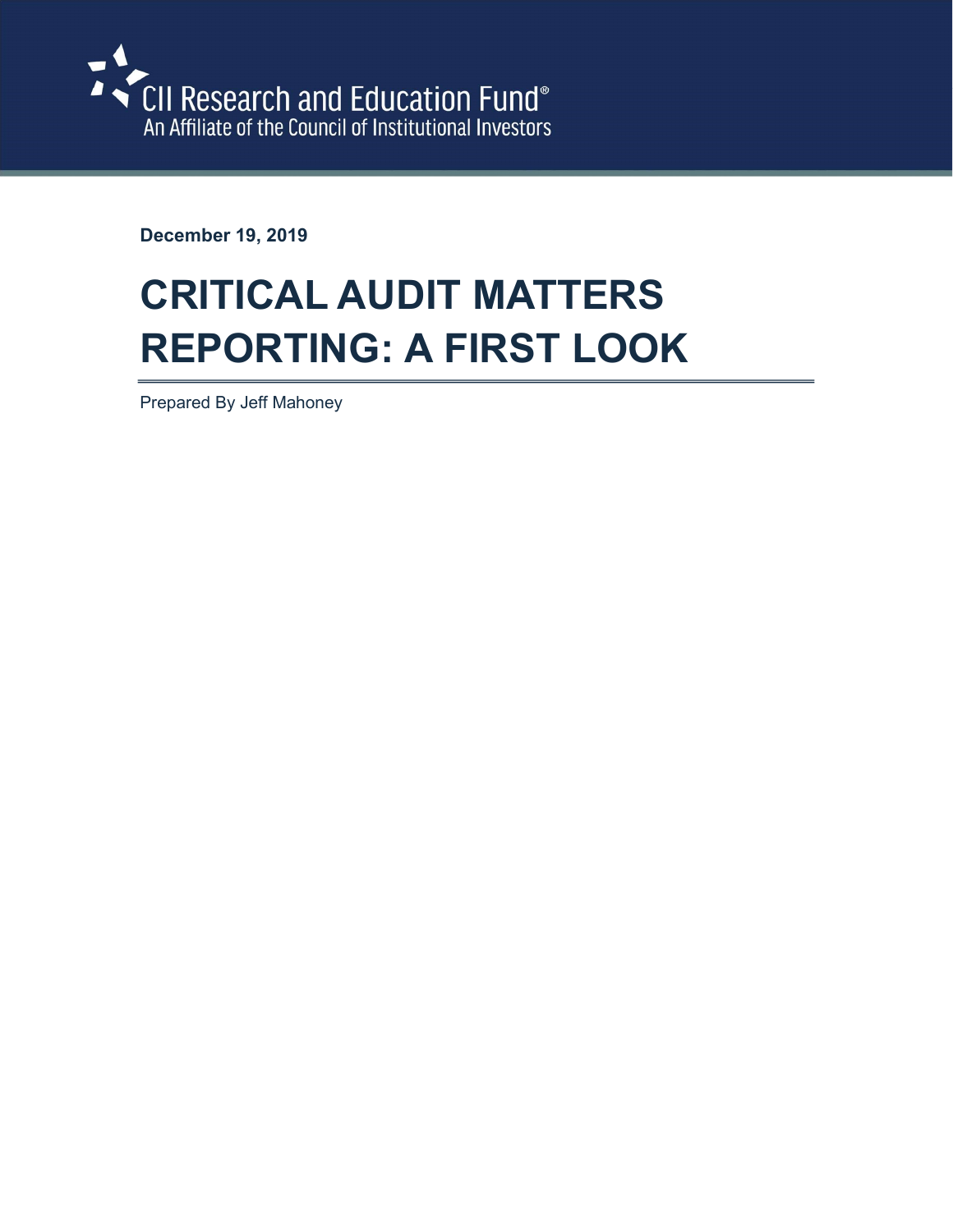CII Research and Education Fund®
An Affiliate of the Council of Institutional Investors

**December 19, 2019**

# CRITICAL AUDIT MATTERS REPORTING: A FIRST LOOK

Prepared By Jeff Mahoney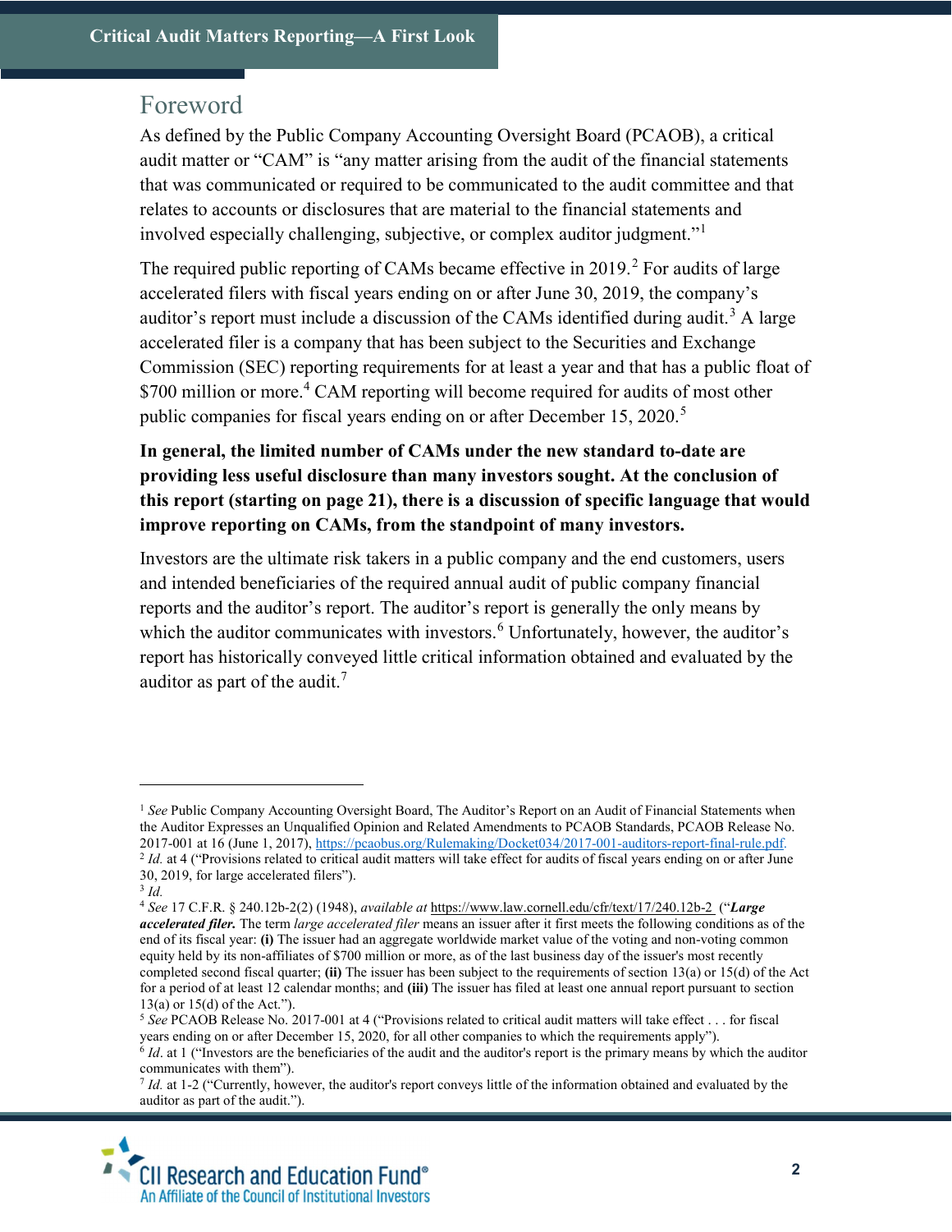## Foreword

As defined by the Public Company Accounting Oversight Board (PCAOB), a critical audit matter or "CAM" is "any matter arising from the audit of the financial statements that was communicated or required to be communicated to the audit committee and that relates to accounts or disclosures that are material to the financial statements and involved especially challenging, subjective, or complex auditor judgment."[1]

The required public reporting of CAMs became effective in 2019.[2] For audits of large accelerated filers with fiscal years ending on or after June 30, 2019, the company's auditor's report must include a discussion of the CAMs identified during audit.[3] A large accelerated filer is a company that has been subject to the Securities and Exchange Commission (SEC) reporting requirements for at least a year and that has a public float of $700 million or more.[4] CAM reporting will become required for audits of most other public companies for fiscal years ending on or after December 15, 2020.[5]

**In general, the limited number of CAMs under the new standard to-date are providing less useful disclosure than many investors sought. At the conclusion of this report (starting on page 21), there is a discussion of specific language that would improve reporting on CAMs, from the standpoint of many investors.**

Investors are the ultimate risk takers in a public company and the end customers, users and intended beneficiaries of the required annual audit of public company financial reports and the auditor's report. The auditor's report is generally the only means by which the auditor communicates with investors.[6] Unfortunately, however, the auditor's report has historically conveyed little critical information obtained and evaluated by the auditor as part of the audit.[7]

---

[1] *See* Public Company Accounting Oversight Board, The Auditor's Report on an Audit of Financial Statements when the Auditor Expresses an Unqualified Opinion and Related Amendments to PCAOB Standards, PCAOB Release No. 2017-001 at 16 (June 1, 2017), https://pcaobus.org/Rulemaking/Docket034/2017-001-auditors-report-final-rule.pdf.

[2] *Id.* at 4 ("Provisions related to critical audit matters will take effect for audits of fiscal years ending on or after June 30, 2019, for large accelerated filers").

[3] *Id.*

[4] *See* 17 C.F.R. § 240.12b-2(2) (1948), *available at* https://www.law.cornell.edu/cfr/text/17/240.12b-2 ("***Large accelerated filer.*** The term *large accelerated filer* means an issuer after it first meets the following conditions as of the end of its fiscal year: **(i)** The issuer had an aggregate worldwide market value of the voting and non-voting common equity held by its non-affiliates of $700 million or more, as of the last business day of the issuer's most recently completed second fiscal quarter; **(ii)** The issuer has been subject to the requirements of section 13(a) or 15(d) of the Act for a period of at least 12 calendar months; and **(iii)** The issuer has filed at least one annual report pursuant to section 13(a) or 15(d) of the Act.").

[5] *See* PCAOB Release No. 2017-001 at 4 ("Provisions related to critical audit matters will take effect . . . for fiscal years ending on or after December 15, 2020, for all other companies to which the requirements apply").

[6] *Id*. at 1 ("Investors are the beneficiaries of the audit and the auditor's report is the primary means by which the auditor communicates with them").

[7] *Id.* at 1-2 ("Currently, however, the auditor's report conveys little of the information obtained and evaluated by the auditor as part of the audit.").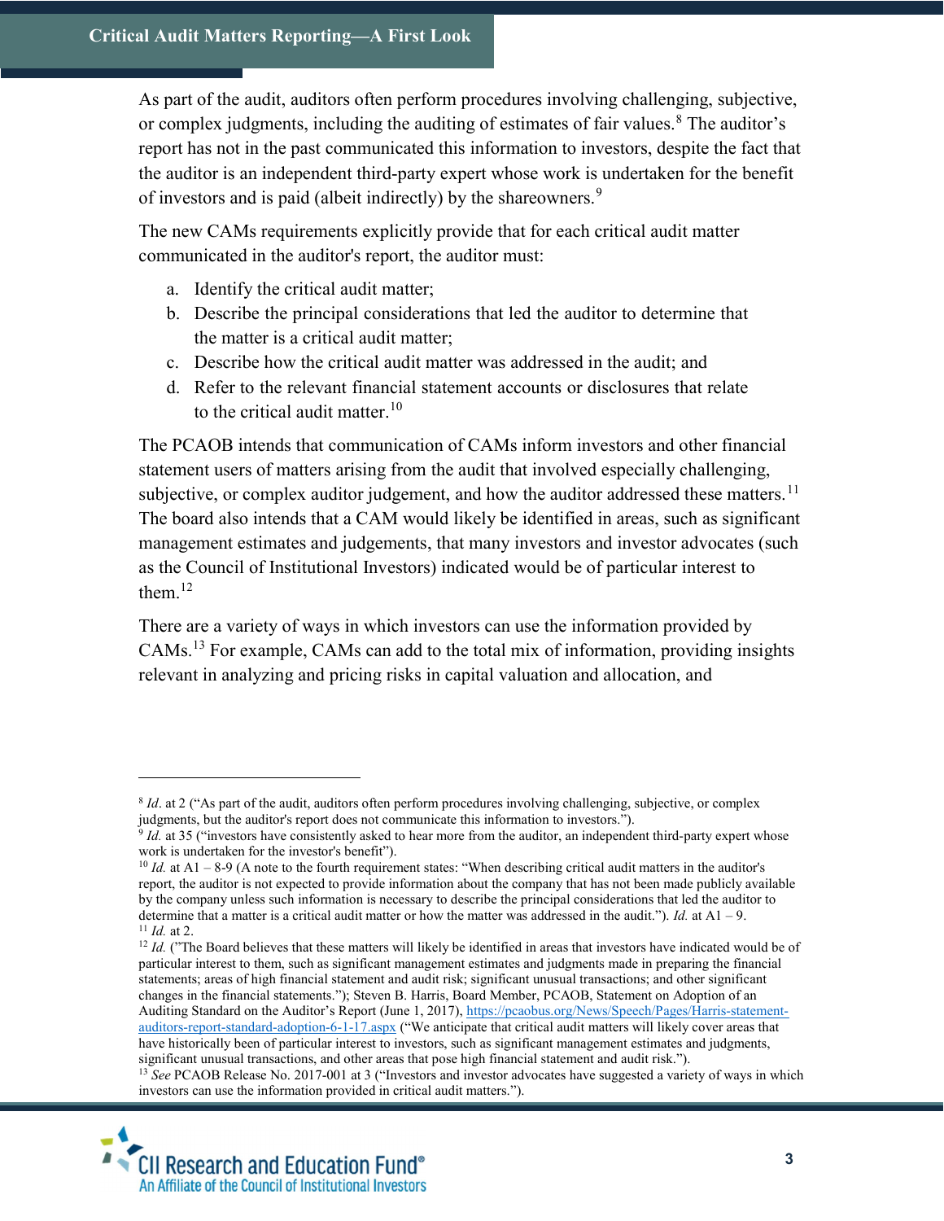As part of the audit, auditors often perform procedures involving challenging, subjective, or complex judgments, including the auditing of estimates of fair values.[8] The auditor's report has not in the past communicated this information to investors, despite the fact that the auditor is an independent third-party expert whose work is undertaken for the benefit of investors and is paid (albeit indirectly) by the shareowners.[9]

The new CAMs requirements explicitly provide that for each critical audit matter communicated in the auditor's report, the auditor must:

a. Identify the critical audit matter;
b. Describe the principal considerations that led the auditor to determine that the matter is a critical audit matter;
c. Describe how the critical audit matter was addressed in the audit; and
d. Refer to the relevant financial statement accounts or disclosures that relate to the critical audit matter.[10]

The PCAOB intends that communication of CAMs inform investors and other financial statement users of matters arising from the audit that involved especially challenging, subjective, or complex auditor judgement, and how the auditor addressed these matters.[11] The board also intends that a CAM would likely be identified in areas, such as significant management estimates and judgements, that many investors and investor advocates (such as the Council of Institutional Investors) indicated would be of particular interest to them.[12]

There are a variety of ways in which investors can use the information provided by CAMs.[13] For example, CAMs can add to the total mix of information, providing insights relevant in analyzing and pricing risks in capital valuation and allocation, and

---

[8] *Id*. at 2 ("As part of the audit, auditors often perform procedures involving challenging, subjective, or complex judgments, but the auditor's report does not communicate this information to investors.").

[9] *Id.* at 35 ("investors have consistently asked to hear more from the auditor, an independent third-party expert whose work is undertaken for the investor's benefit").

[10] *Id.* at A1 – 8-9 (A note to the fourth requirement states: "When describing critical audit matters in the auditor's report, the auditor is not expected to provide information about the company that has not been made publicly available by the company unless such information is necessary to describe the principal considerations that led the auditor to determine that a matter is a critical audit matter or how the matter was addressed in the audit."). *Id.* at A1 – 9.

[11] *Id.* at 2.

[12] *Id.* ("The Board believes that these matters will likely be identified in areas that investors have indicated would be of particular interest to them, such as significant management estimates and judgments made in preparing the financial statements; areas of high financial statement and audit risk; significant unusual transactions; and other significant changes in the financial statements."); Steven B. Harris, Board Member, PCAOB, Statement on Adoption of an Auditing Standard on the Auditor's Report (June 1, 2017), https://pcaobus.org/News/Speech/Pages/Harris-statement-auditors-report-standard-adoption-6-1-17.aspx ("We anticipate that critical audit matters will likely cover areas that have historically been of particular interest to investors, such as significant management estimates and judgments, significant unusual transactions, and other areas that pose high financial statement and audit risk.").

[13] *See* PCAOB Release No. 2017-001 at 3 ("Investors and investor advocates have suggested a variety of ways in which investors can use the information provided in critical audit matters.").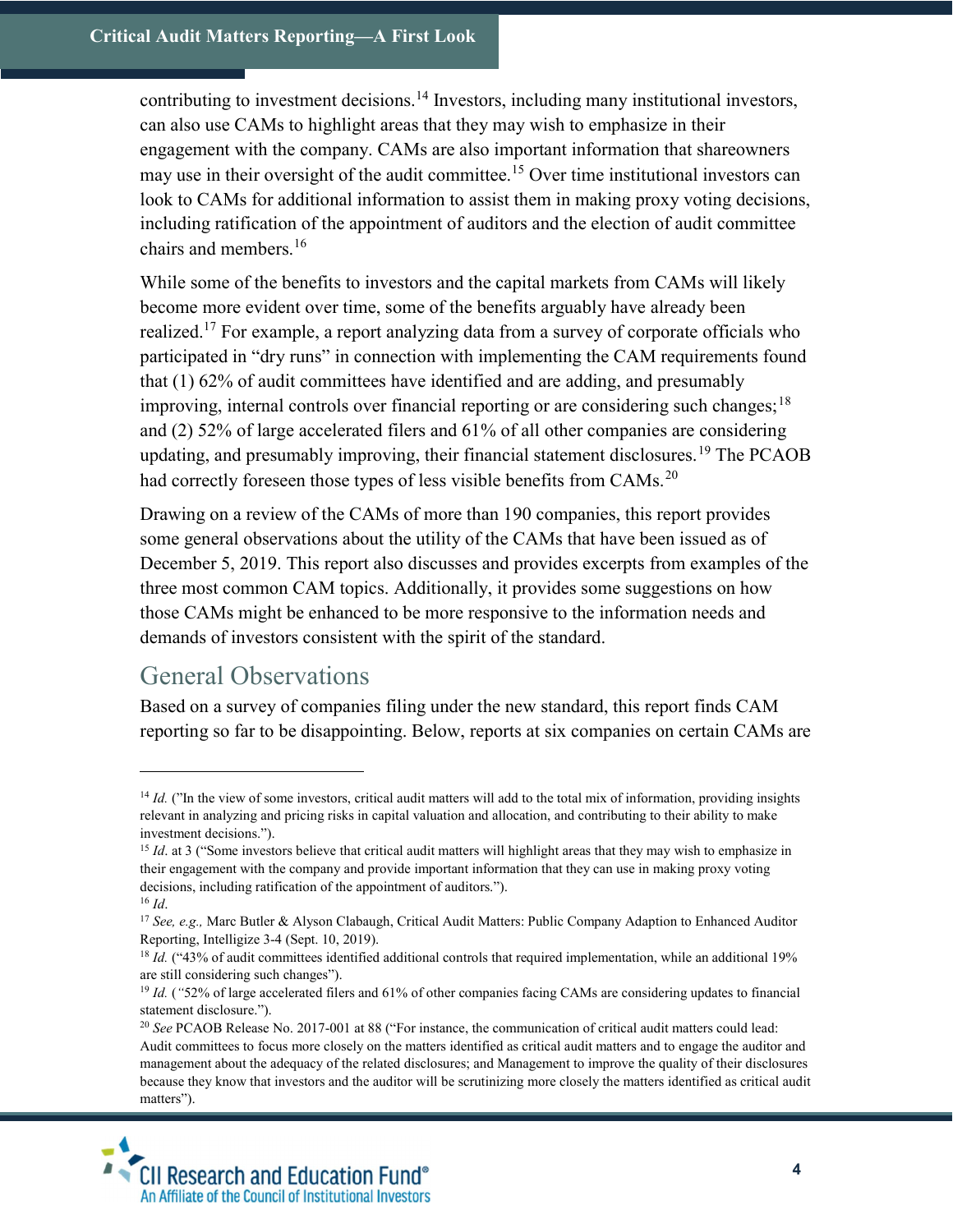contributing to investment decisions.[14] Investors, including many institutional investors, can also use CAMs to highlight areas that they may wish to emphasize in their engagement with the company. CAMs are also important information that shareowners may use in their oversight of the audit committee.[15] Over time institutional investors can look to CAMs for additional information to assist them in making proxy voting decisions, including ratification of the appointment of auditors and the election of audit committee chairs and members.[16]

While some of the benefits to investors and the capital markets from CAMs will likely become more evident over time, some of the benefits arguably have already been realized.[17] For example, a report analyzing data from a survey of corporate officials who participated in "dry runs" in connection with implementing the CAM requirements found that (1) 62% of audit committees have identified and are adding, and presumably improving, internal controls over financial reporting or are considering such changes;[18] and (2) 52% of large accelerated filers and 61% of all other companies are considering updating, and presumably improving, their financial statement disclosures.[19] The PCAOB had correctly foreseen those types of less visible benefits from CAMs.[20]

Drawing on a review of the CAMs of more than 190 companies, this report provides some general observations about the utility of the CAMs that have been issued as of December 5, 2019. This report also discusses and provides excerpts from examples of the three most common CAM topics. Additionally, it provides some suggestions on how those CAMs might be enhanced to be more responsive to the information needs and demands of investors consistent with the spirit of the standard.

## General Observations

Based on a survey of companies filing under the new standard, this report finds CAM reporting so far to be disappointing. Below, reports at six companies on certain CAMs are

---

[14] *Id.* ("In the view of some investors, critical audit matters will add to the total mix of information, providing insights relevant in analyzing and pricing risks in capital valuation and allocation, and contributing to their ability to make investment decisions.").

[15] *Id*. at 3 ("Some investors believe that critical audit matters will highlight areas that they may wish to emphasize in their engagement with the company and provide important information that they can use in making proxy voting decisions, including ratification of the appointment of auditors.").

[16] *Id*.

[17] *See, e.g.,* Marc Butler & Alyson Clabaugh, Critical Audit Matters: Public Company Adaption to Enhanced Auditor Reporting, Intelligize 3-4 (Sept. 10, 2019).

[18] *Id.* ("43% of audit committees identified additional controls that required implementation, while an additional 19% are still considering such changes").

[19] *Id.* ("52% of large accelerated filers and 61% of other companies facing CAMs are considering updates to financial statement disclosure.").

[20] *See* PCAOB Release No. 2017-001 at 88 ("For instance, the communication of critical audit matters could lead: Audit committees to focus more closely on the matters identified as critical audit matters and to engage the auditor and management about the adequacy of the related disclosures; and Management to improve the quality of their disclosures because they know that investors and the auditor will be scrutinizing more closely the matters identified as critical audit matters").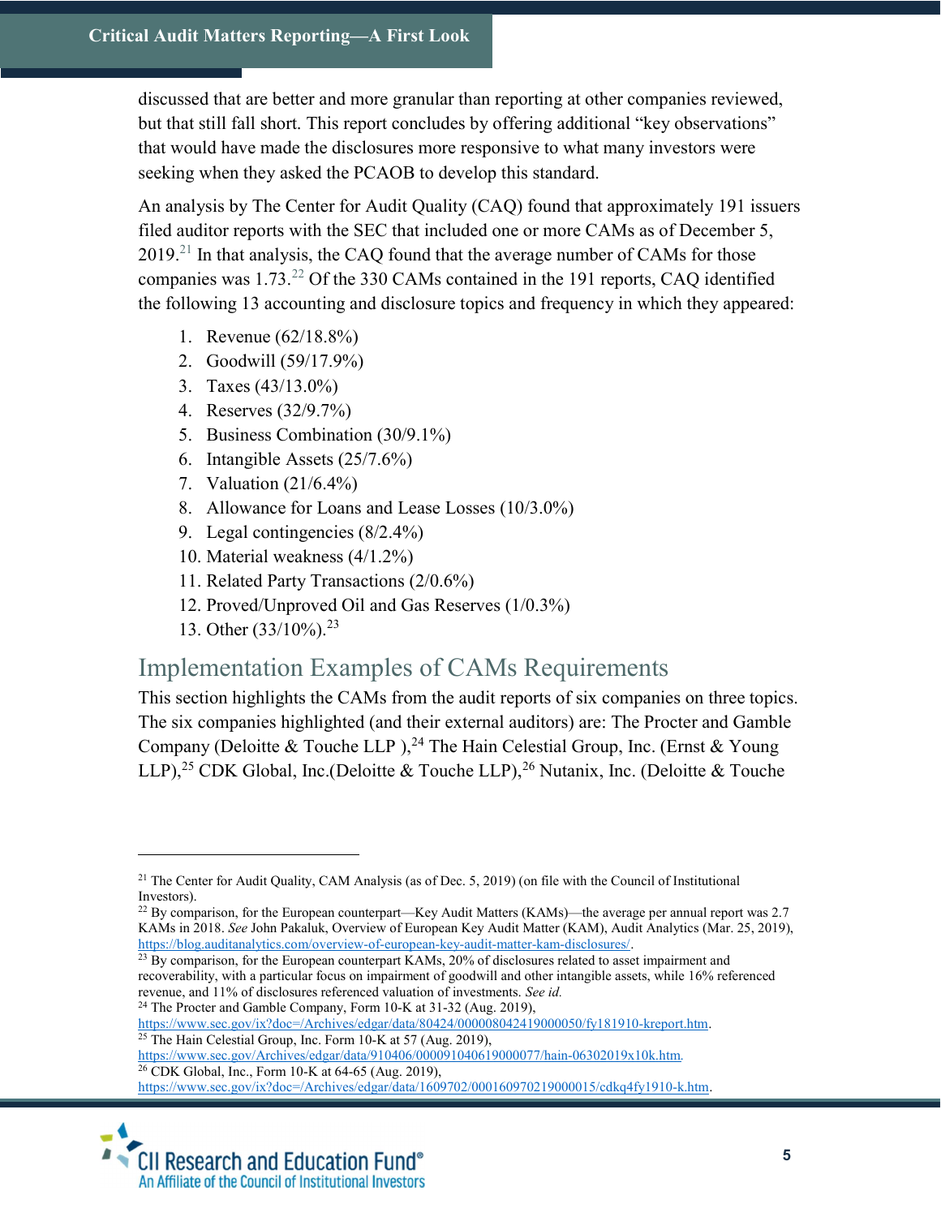discussed that are better and more granular than reporting at other companies reviewed, but that still fall short. This report concludes by offering additional "key observations" that would have made the disclosures more responsive to what many investors were seeking when they asked the PCAOB to develop this standard.

An analysis by The Center for Audit Quality (CAQ) found that approximately 191 issuers filed auditor reports with the SEC that included one or more CAMs as of December 5, 2019.[21] In that analysis, the CAQ found that the average number of CAMs for those companies was 1.73.[22] Of the 330 CAMs contained in the 191 reports, CAQ identified the following 13 accounting and disclosure topics and frequency in which they appeared:

1. Revenue (62/18.8%)
2. Goodwill (59/17.9%)
3. Taxes (43/13.0%)
4. Reserves (32/9.7%)
5. Business Combination (30/9.1%)
6. Intangible Assets (25/7.6%)
7. Valuation (21/6.4%)
8. Allowance for Loans and Lease Losses (10/3.0%)
9. Legal contingencies (8/2.4%)
10. Material weakness (4/1.2%)
11. Related Party Transactions (2/0.6%)
12. Proved/Unproved Oil and Gas Reserves (1/0.3%)
13. Other (33/10%).[23]

## Implementation Examples of CAMs Requirements

This section highlights the CAMs from the audit reports of six companies on three topics. The six companies highlighted (and their external auditors) are: The Procter and Gamble Company (Deloitte & Touche LLP ),[24] The Hain Celestial Group, Inc. (Ernst & Young LLP),[25] CDK Global, Inc.(Deloitte & Touche LLP),[26] Nutanix, Inc. (Deloitte & Touche

---

[21] The Center for Audit Quality, CAM Analysis (as of Dec. 5, 2019) (on file with the Council of Institutional Investors).

[22] By comparison, for the European counterpart—Key Audit Matters (KAMs)—the average per annual report was 2.7 KAMs in 2018. *See* John Pakaluk, Overview of European Key Audit Matter (KAM), Audit Analytics (Mar. 25, 2019), https://blog.auditanalytics.com/overview-of-european-key-audit-matter-kam-disclosures/.

[23] By comparison, for the European counterpart KAMs, 20% of disclosures related to asset impairment and recoverability, with a particular focus on impairment of goodwill and other intangible assets, while 16% referenced revenue, and 11% of disclosures referenced valuation of investments. *See id.*

[24] The Procter and Gamble Company, Form 10-K at 31-32 (Aug. 2019), https://www.sec.gov/ix?doc=/Archives/edgar/data/80424/000008042419000050/fy181910-kreport.htm.

[25] The Hain Celestial Group, Inc. Form 10-K at 57 (Aug. 2019), https://www.sec.gov/Archives/edgar/data/910406/000091040619000077/hain-06302019x10k.htm.

[26] CDK Global, Inc., Form 10-K at 64-65 (Aug. 2019), https://www.sec.gov/ix?doc=/Archives/edgar/data/1609702/000160970219000015/cdkq4fy1910-k.htm.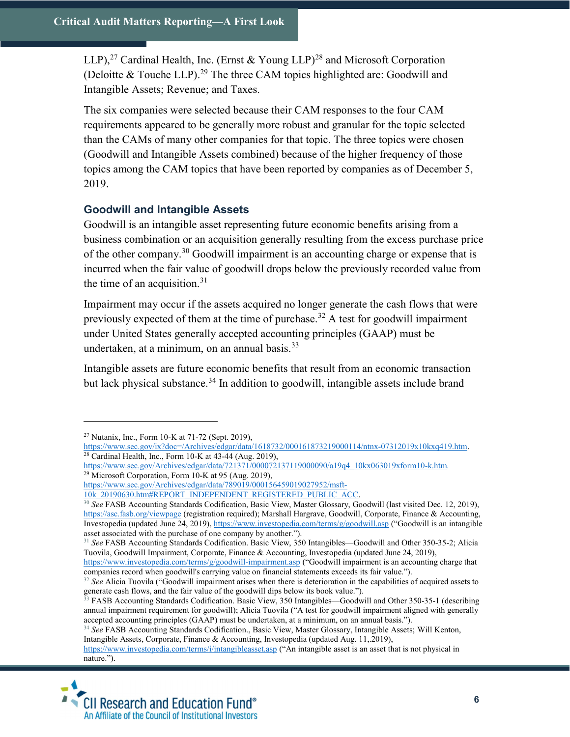LLP),[27] Cardinal Health, Inc. (Ernst & Young LLP)[28] and Microsoft Corporation (Deloitte & Touche LLP).[29] The three CAM topics highlighted are: Goodwill and Intangible Assets; Revenue; and Taxes.

The six companies were selected because their CAM responses to the four CAM requirements appeared to be generally more robust and granular for the topic selected than the CAMs of many other companies for that topic. The three topics were chosen (Goodwill and Intangible Assets combined) because of the higher frequency of those topics among the CAM topics that have been reported by companies as of December 5, 2019.

### Goodwill and Intangible Assets

Goodwill is an intangible asset representing future economic benefits arising from a business combination or an acquisition generally resulting from the excess purchase price of the other company.[30] Goodwill impairment is an accounting charge or expense that is incurred when the fair value of goodwill drops below the previously recorded value from the time of an acquisition.[31]

Impairment may occur if the assets acquired no longer generate the cash flows that were previously expected of them at the time of purchase.[32] A test for goodwill impairment under United States generally accepted accounting principles (GAAP) must be undertaken, at a minimum, on an annual basis.[33]

Intangible assets are future economic benefits that result from an economic transaction but lack physical substance.[34] In addition to goodwill, intangible assets include brand

---

[27] Nutanix, Inc., Form 10-K at 71-72 (Sept. 2019), https://www.sec.gov/ix?doc=/Archives/edgar/data/1618732/000161873219000114/ntnx-07312019x10kxq419.htm.

[28] Cardinal Health, Inc., Form 10-K at 43-44 (Aug. 2019), https://www.sec.gov/Archives/edgar/data/721371/000072137119000090/a19q4_10kx063019xform10-k.htm.

[29] Microsoft Corporation, Form 10-K at 95 (Aug. 2019), https://www.sec.gov/Archives/edgar/data/789019/000156459019027952/msft-10k_20190630.htm#REPORT_INDEPENDENT_REGISTERED_PUBLIC_ACC.

[30] *See* FASB Accounting Standards Codification, Basic View, Master Glossary, Goodwill (last visited Dec. 12, 2019), https://asc.fasb.org/viewpage (registration required); Marshall Hargrave, Goodwill, Corporate, Finance & Accounting, Investopedia (updated June 24, 2019), https://www.investopedia.com/terms/g/goodwill.asp ("Goodwill is an intangible asset associated with the purchase of one company by another.").

[31] *See* FASB Accounting Standards Codification. Basic View, 350 Intangibles—Goodwill and Other 350-35-2; Alicia Tuovila, Goodwill Impairment, Corporate, Finance & Accounting, Investopedia (updated June 24, 2019), https://www.investopedia.com/terms/g/goodwill-impairment.asp ("Goodwill impairment is an accounting charge that companies record when goodwill's carrying value on financial statements exceeds its fair value.").

[32] *See* Alicia Tuovila ("Goodwill impairment arises when there is deterioration in the capabilities of acquired assets to generate cash flows, and the fair value of the goodwill dips below its book value.").

[33] FASB Accounting Standards Codification. Basic View, 350 Intangibles—Goodwill and Other 350-35-1 (describing annual impairment requirement for goodwill); Alicia Tuovila ("A test for goodwill impairment aligned with generally accepted accounting principles (GAAP) must be undertaken, at a minimum, on an annual basis.").

[34] *See* FASB Accounting Standards Codification., Basic View, Master Glossary, Intangible Assets; Will Kenton, Intangible Assets, Corporate, Finance & Accounting, Investopedia (updated Aug. 11,.2019), https://www.investopedia.com/terms/i/intangibleasset.asp ("An intangible asset is an asset that is not physical in nature.").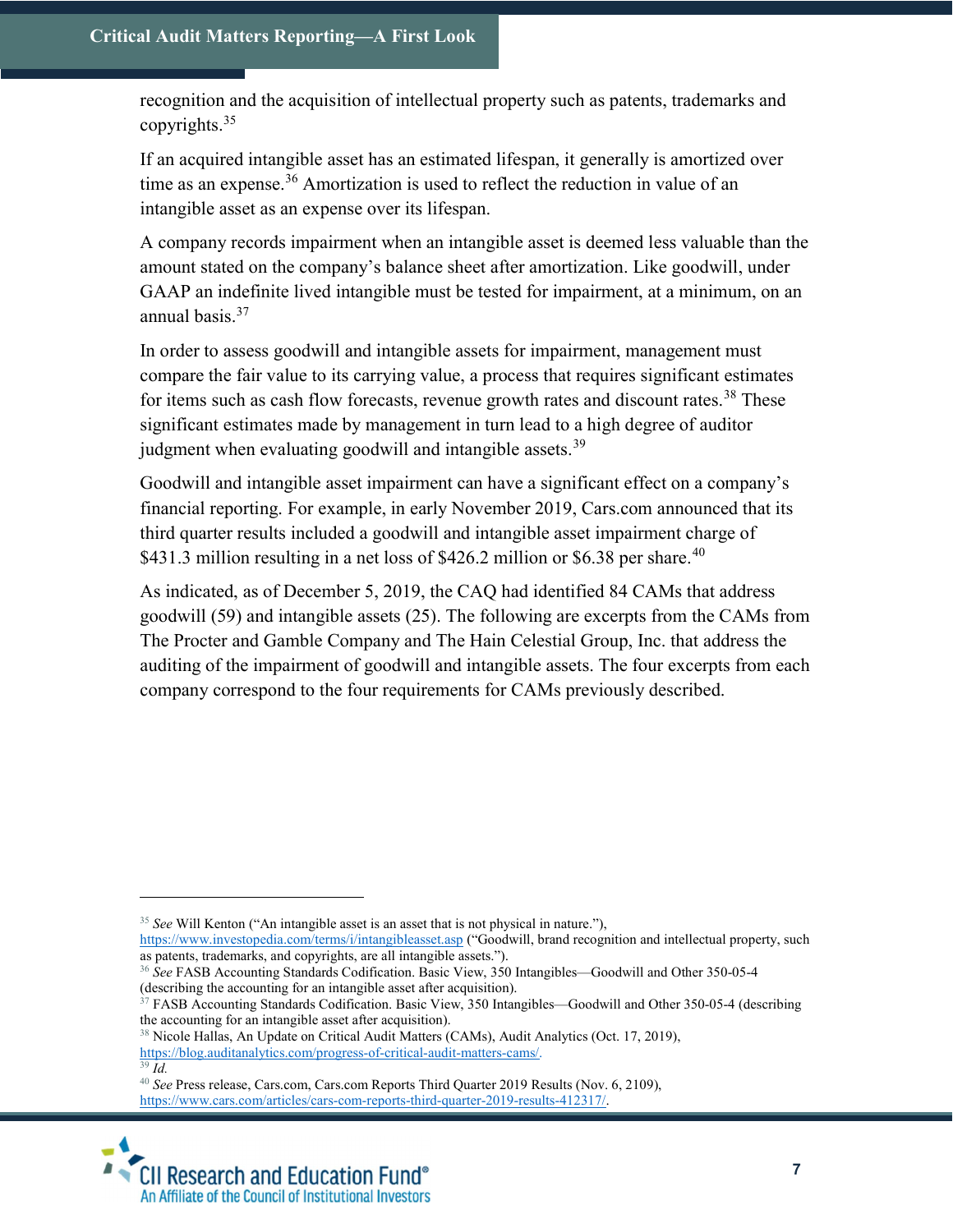recognition and the acquisition of intellectual property such as patents, trademarks and copyrights.[35]

If an acquired intangible asset has an estimated lifespan, it generally is amortized over time as an expense.[36] Amortization is used to reflect the reduction in value of an intangible asset as an expense over its lifespan.

A company records impairment when an intangible asset is deemed less valuable than the amount stated on the company's balance sheet after amortization. Like goodwill, under GAAP an indefinite lived intangible must be tested for impairment, at a minimum, on an annual basis.[37]

In order to assess goodwill and intangible assets for impairment, management must compare the fair value to its carrying value, a process that requires significant estimates for items such as cash flow forecasts, revenue growth rates and discount rates.[38] These significant estimates made by management in turn lead to a high degree of auditor judgment when evaluating goodwill and intangible assets.[39]

Goodwill and intangible asset impairment can have a significant effect on a company's financial reporting. For example, in early November 2019, Cars.com announced that its third quarter results included a goodwill and intangible asset impairment charge of $431.3 million resulting in a net loss of $426.2 million or $6.38 per share.[40]

As indicated, as of December 5, 2019, the CAQ had identified 84 CAMs that address goodwill (59) and intangible assets (25). The following are excerpts from the CAMs from The Procter and Gamble Company and The Hain Celestial Group, Inc. that address the auditing of the impairment of goodwill and intangible assets. The four excerpts from each company correspond to the four requirements for CAMs previously described.

---

[35] *See* Will Kenton ("An intangible asset is an asset that is not physical in nature."), https://www.investopedia.com/terms/i/intangibleasset.asp ("Goodwill, brand recognition and intellectual property, such as patents, trademarks, and copyrights, are all intangible assets.").

[36] *See* FASB Accounting Standards Codification. Basic View, 350 Intangibles—Goodwill and Other 350-05-4 (describing the accounting for an intangible asset after acquisition).

[37] FASB Accounting Standards Codification. Basic View, 350 Intangibles—Goodwill and Other 350-05-4 (describing the accounting for an intangible asset after acquisition).

[38] Nicole Hallas, An Update on Critical Audit Matters (CAMs), Audit Analytics (Oct. 17, 2019), https://blog.auditanalytics.com/progress-of-critical-audit-matters-cams/.

[39] *Id.*

[40] *See* Press release, Cars.com, Cars.com Reports Third Quarter 2019 Results (Nov. 6, 2109), https://www.cars.com/articles/cars-com-reports-third-quarter-2019-results-412317/.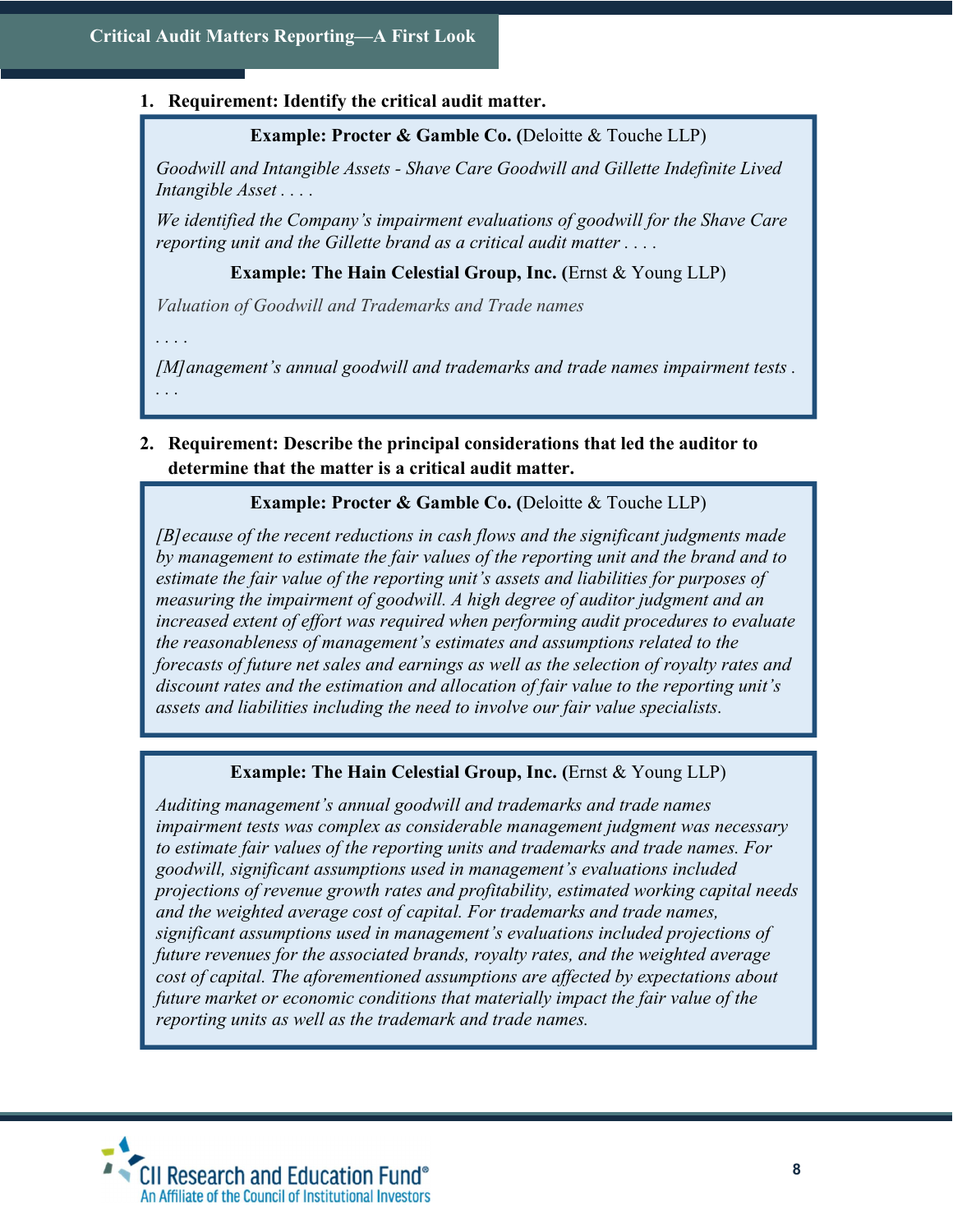1. **Requirement: Identify the critical audit matter.**

> **Example: Procter & Gamble Co. (**Deloitte & Touche LLP)
>
> *Goodwill and Intangible Assets - Shave Care Goodwill and Gillette Indefinite Lived Intangible Asset . . . .*
>
> *We identified the Company's impairment evaluations of goodwill for the Shave Care reporting unit and the Gillette brand as a critical audit matter . . . .*
>
> **Example: The Hain Celestial Group, Inc. (**Ernst & Young LLP)
>
> *Valuation of Goodwill and Trademarks and Trade names*
>
> *. . . .*
>
> *[M]anagement's annual goodwill and trademarks and trade names impairment tests . . . .*

2. **Requirement: Describe the principal considerations that led the auditor to determine that the matter is a critical audit matter.**

> **Example: Procter & Gamble Co. (**Deloitte & Touche LLP)
>
> *[B]ecause of the recent reductions in cash flows and the significant judgments made by management to estimate the fair values of the reporting unit and the brand and to estimate the fair value of the reporting unit's assets and liabilities for purposes of measuring the impairment of goodwill. A high degree of auditor judgment and an increased extent of effort was required when performing audit procedures to evaluate the reasonableness of management's estimates and assumptions related to the forecasts of future net sales and earnings as well as the selection of royalty rates and discount rates and the estimation and allocation of fair value to the reporting unit's assets and liabilities including the need to involve our fair value specialists.*

> **Example: The Hain Celestial Group, Inc. (**Ernst & Young LLP)
>
> *Auditing management's annual goodwill and trademarks and trade names impairment tests was complex as considerable management judgment was necessary to estimate fair values of the reporting units and trademarks and trade names. For goodwill, significant assumptions used in management's evaluations included projections of revenue growth rates and profitability, estimated working capital needs and the weighted average cost of capital. For trademarks and trade names, significant assumptions used in management's evaluations included projections of future revenues for the associated brands, royalty rates, and the weighted average cost of capital. The aforementioned assumptions are affected by expectations about future market or economic conditions that materially impact the fair value of the reporting units as well as the trademark and trade names.*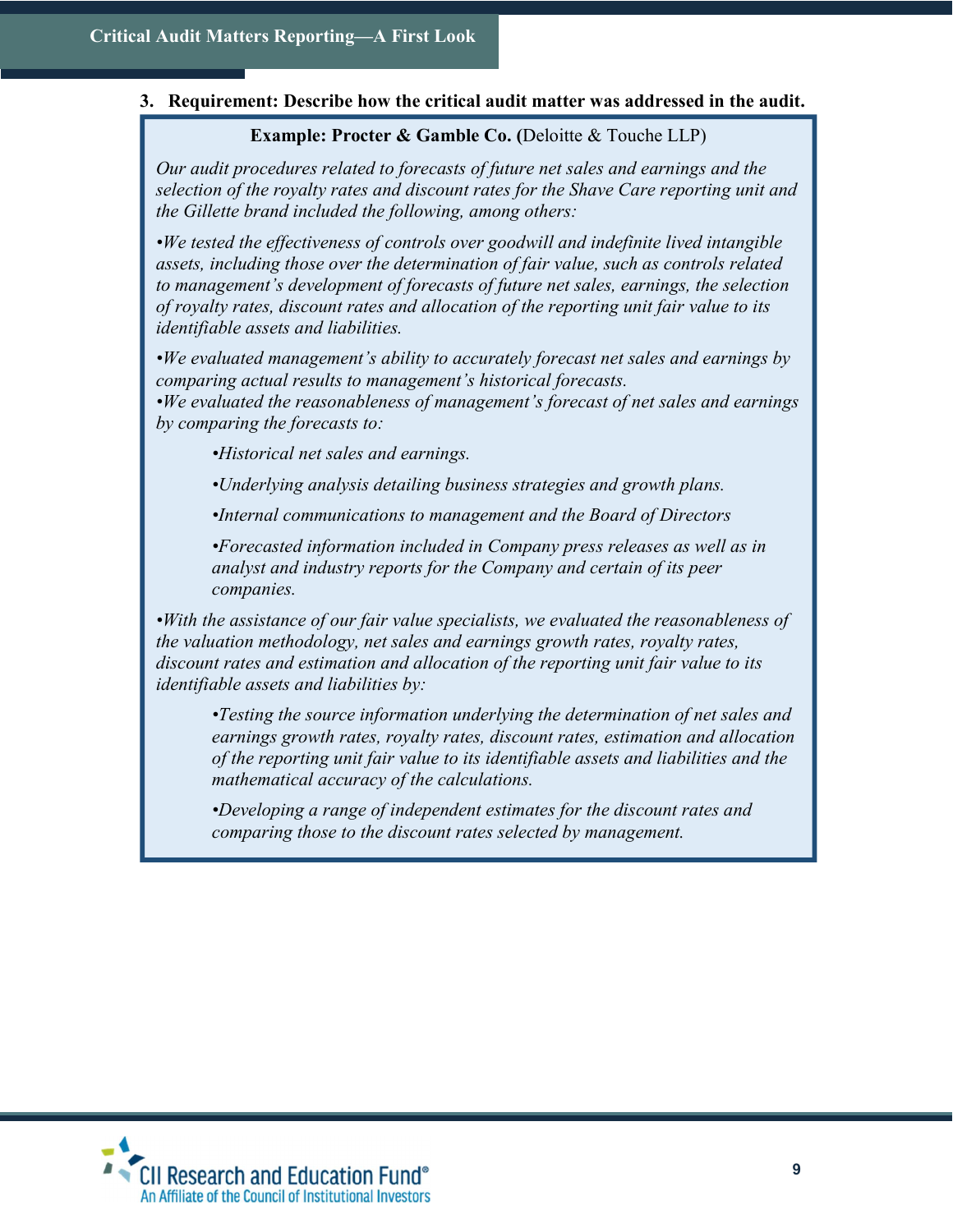### 3. Requirement: Describe how the critical audit matter was addressed in the audit.

**Example: Procter & Gamble Co. (**Deloitte & Touche LLP)

*Our audit procedures related to forecasts of future net sales and earnings and the selection of the royalty rates and discount rates for the Shave Care reporting unit and the Gillette brand included the following, among others:*

*•We tested the effectiveness of controls over goodwill and indefinite lived intangible assets, including those over the determination of fair value, such as controls related to management's development of forecasts of future net sales, earnings, the selection of royalty rates, discount rates and allocation of the reporting unit fair value to its identifiable assets and liabilities.*

*•We evaluated management's ability to accurately forecast net sales and earnings by comparing actual results to management's historical forecasts.*

*•We evaluated the reasonableness of management's forecast of net sales and earnings by comparing the forecasts to:*

- *•Historical net sales and earnings.*
- *•Underlying analysis detailing business strategies and growth plans.*
- *•Internal communications to management and the Board of Directors*
- *•Forecasted information included in Company press releases as well as in analyst and industry reports for the Company and certain of its peer companies.*

*•With the assistance of our fair value specialists, we evaluated the reasonableness of the valuation methodology, net sales and earnings growth rates, royalty rates, discount rates and estimation and allocation of the reporting unit fair value to its identifiable assets and liabilities by:*

- *•Testing the source information underlying the determination of net sales and earnings growth rates, royalty rates, discount rates, estimation and allocation of the reporting unit fair value to its identifiable assets and liabilities and the mathematical accuracy of the calculations.*
- *•Developing a range of independent estimates for the discount rates and comparing those to the discount rates selected by management.*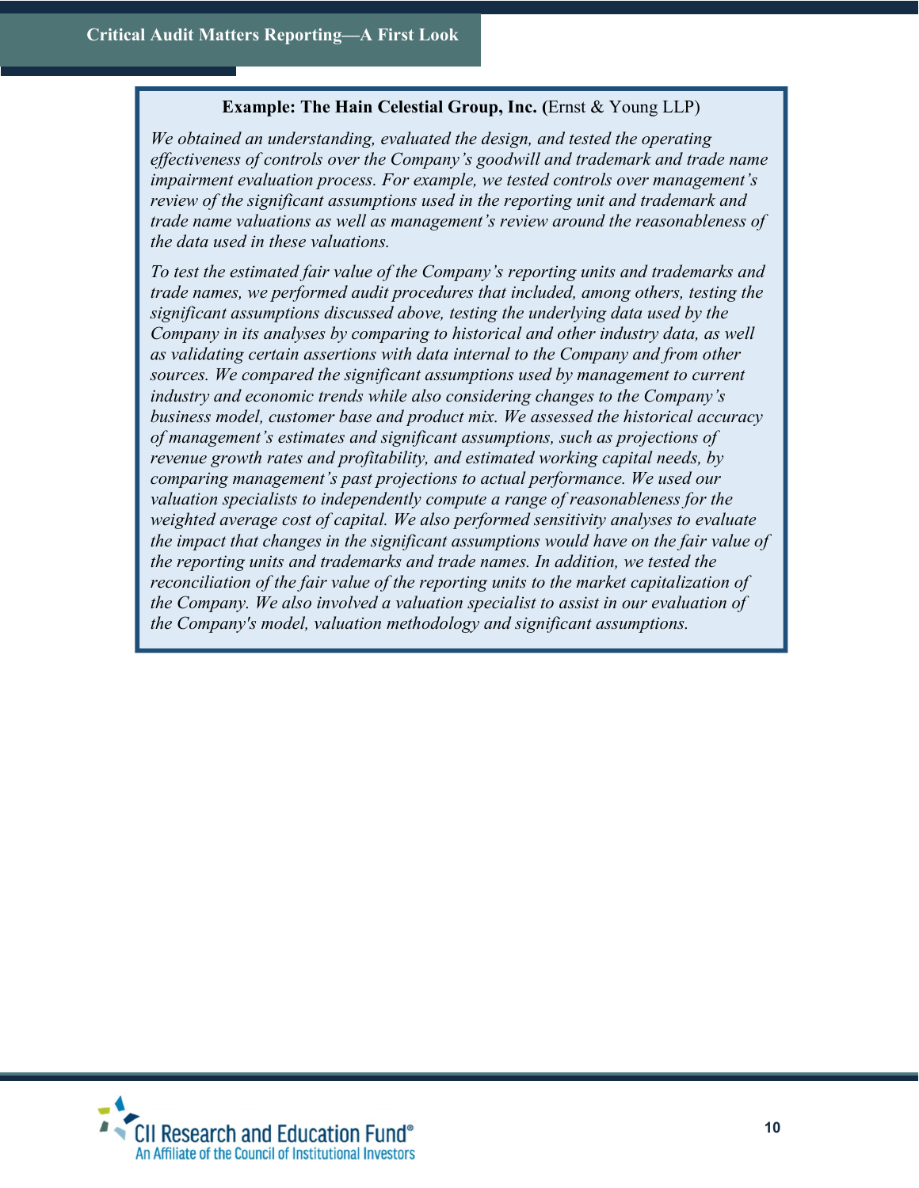**Example: The Hain Celestial Group, Inc. (**Ernst & Young LLP)

*We obtained an understanding, evaluated the design, and tested the operating effectiveness of controls over the Company's goodwill and trademark and trade name impairment evaluation process. For example, we tested controls over management's review of the significant assumptions used in the reporting unit and trademark and trade name valuations as well as management's review around the reasonableness of the data used in these valuations.*

*To test the estimated fair value of the Company's reporting units and trademarks and trade names, we performed audit procedures that included, among others, testing the significant assumptions discussed above, testing the underlying data used by the Company in its analyses by comparing to historical and other industry data, as well as validating certain assertions with data internal to the Company and from other sources. We compared the significant assumptions used by management to current industry and economic trends while also considering changes to the Company's business model, customer base and product mix. We assessed the historical accuracy of management's estimates and significant assumptions, such as projections of revenue growth rates and profitability, and estimated working capital needs, by comparing management's past projections to actual performance. We used our valuation specialists to independently compute a range of reasonableness for the weighted average cost of capital. We also performed sensitivity analyses to evaluate the impact that changes in the significant assumptions would have on the fair value of the reporting units and trademarks and trade names. In addition, we tested the reconciliation of the fair value of the reporting units to the market capitalization of the Company. We also involved a valuation specialist to assist in our evaluation of the Company's model, valuation methodology and significant assumptions.*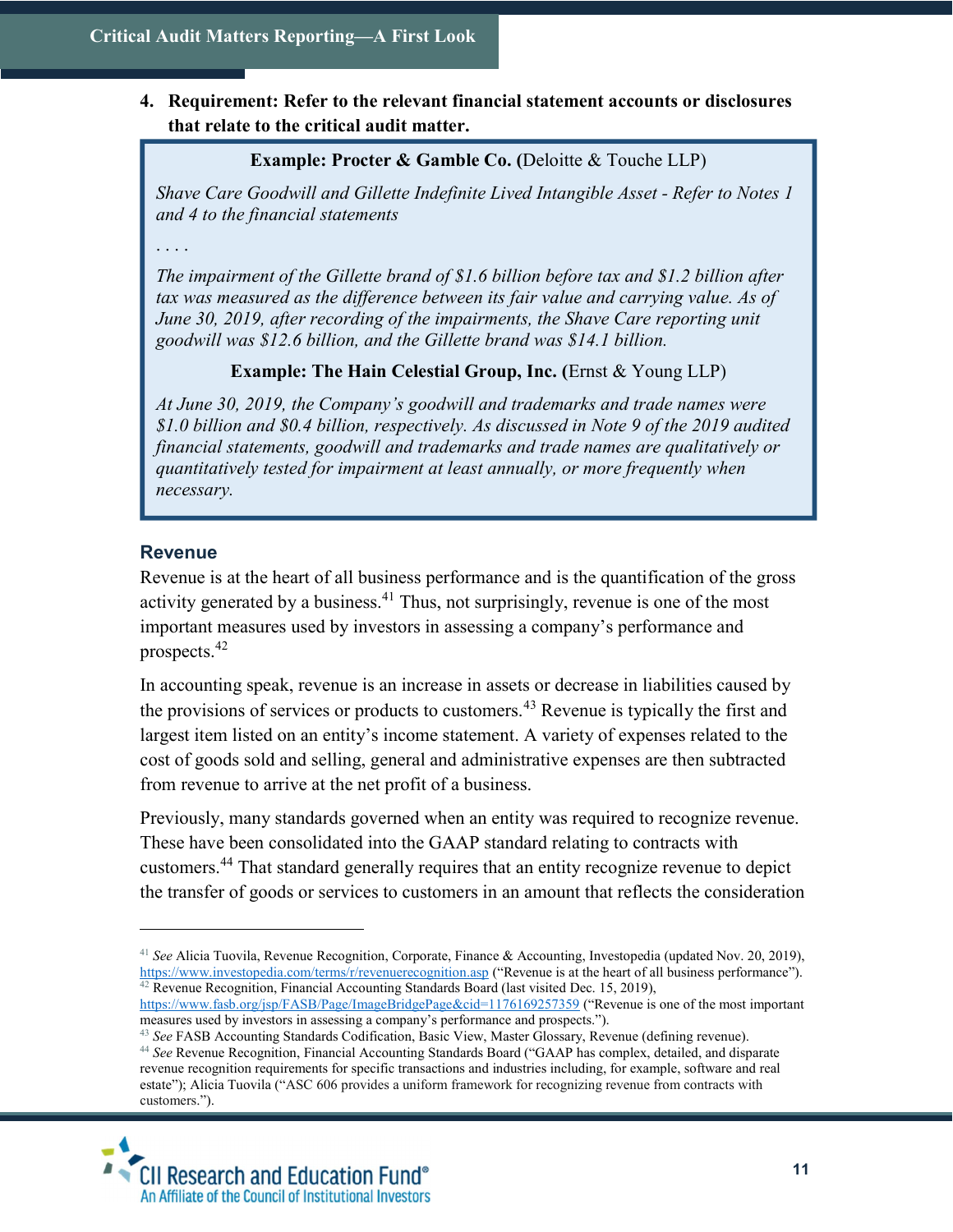4. **Requirement: Refer to the relevant financial statement accounts or disclosures that relate to the critical audit matter.**

> **Example: Procter & Gamble Co.** (Deloitte & Touche LLP)
>
> *Shave Care Goodwill and Gillette Indefinite Lived Intangible Asset - Refer to Notes 1 and 4 to the financial statements*
>
> . . . .
>
> *The impairment of the Gillette brand of $1.6 billion before tax and $1.2 billion after tax was measured as the difference between its fair value and carrying value. As of June 30, 2019, after recording of the impairments, the Shave Care reporting unit goodwill was $12.6 billion, and the Gillette brand was $14.1 billion.*
>
> **Example: The Hain Celestial Group, Inc.** (Ernst & Young LLP)
>
> *At June 30, 2019, the Company's goodwill and trademarks and trade names were $1.0 billion and $0.4 billion, respectively. As discussed in Note 9 of the 2019 audited financial statements, goodwill and trademarks and trade names are qualitatively or quantitatively tested for impairment at least annually, or more frequently when necessary.*

### Revenue

Revenue is at the heart of all business performance and is the quantification of the gross activity generated by a business.[41] Thus, not surprisingly, revenue is one of the most important measures used by investors in assessing a company's performance and prospects.[42]

In accounting speak, revenue is an increase in assets or decrease in liabilities caused by the provisions of services or products to customers.[43] Revenue is typically the first and largest item listed on an entity's income statement. A variety of expenses related to the cost of goods sold and selling, general and administrative expenses are then subtracted from revenue to arrive at the net profit of a business.

Previously, many standards governed when an entity was required to recognize revenue. These have been consolidated into the GAAP standard relating to contracts with customers.[44] That standard generally requires that an entity recognize revenue to depict the transfer of goods or services to customers in an amount that reflects the consideration

---

[41] *See* Alicia Tuovila, Revenue Recognition, Corporate, Finance & Accounting, Investopedia (updated Nov. 20, 2019), https://www.investopedia.com/terms/r/revenuerecognition.asp ("Revenue is at the heart of all business performance").

[42] Revenue Recognition, Financial Accounting Standards Board (last visited Dec. 15, 2019), https://www.fasb.org/jsp/FASB/Page/ImageBridgePage&cid=1176169257359 ("Revenue is one of the most important measures used by investors in assessing a company's performance and prospects.").

[43] *See* FASB Accounting Standards Codification, Basic View, Master Glossary, Revenue (defining revenue).

[44] *See* Revenue Recognition, Financial Accounting Standards Board ("GAAP has complex, detailed, and disparate revenue recognition requirements for specific transactions and industries including, for example, software and real estate"); Alicia Tuovila ("ASC 606 provides a uniform framework for recognizing revenue from contracts with customers.").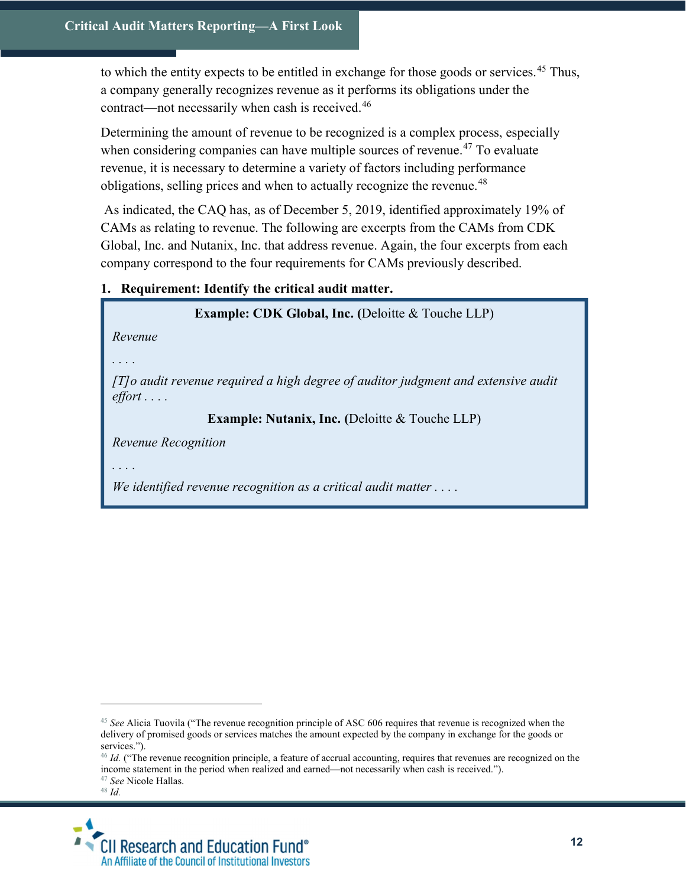to which the entity expects to be entitled in exchange for those goods or services.[45] Thus, a company generally recognizes revenue as it performs its obligations under the contract—not necessarily when cash is received.[46]

Determining the amount of revenue to be recognized is a complex process, especially when considering companies can have multiple sources of revenue.[47] To evaluate revenue, it is necessary to determine a variety of factors including performance obligations, selling prices and when to actually recognize the revenue.[48]

As indicated, the CAQ has, as of December 5, 2019, identified approximately 19% of CAMs as relating to revenue. The following are excerpts from the CAMs from CDK Global, Inc. and Nutanix, Inc. that address revenue. Again, the four excerpts from each company correspond to the four requirements for CAMs previously described.

**1. Requirement: Identify the critical audit matter.**

> **Example: CDK Global, Inc. (**Deloitte & Touche LLP)
>
> *Revenue*
>
> . . . .
>
> *[T]o audit revenue required a high degree of auditor judgment and extensive audit effort . . . .*
>
> **Example: Nutanix, Inc. (**Deloitte & Touche LLP)
>
> *Revenue Recognition*
>
> . . . .
>
> *We identified revenue recognition as a critical audit matter . . . .*

---

[45] *See* Alicia Tuovila ("The revenue recognition principle of ASC 606 requires that revenue is recognized when the delivery of promised goods or services matches the amount expected by the company in exchange for the goods or services.").

[46] *Id.* ("The revenue recognition principle, a feature of accrual accounting, requires that revenues are recognized on the income statement in the period when realized and earned—not necessarily when cash is received.").

[47] *See* Nicole Hallas.

[48] *Id.*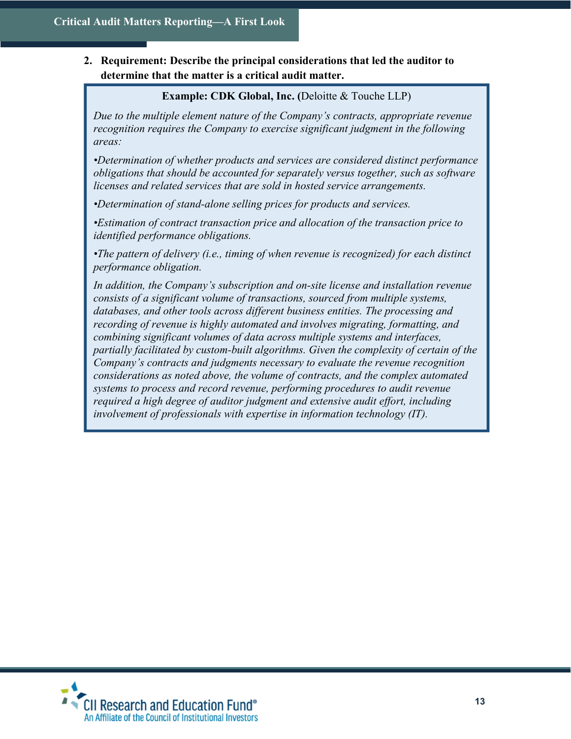2. **Requirement: Describe the principal considerations that led the auditor to determine that the matter is a critical audit matter.**

> **Example: CDK Global, Inc. (**Deloitte & Touche LLP)
>
> *Due to the multiple element nature of the Company's contracts, appropriate revenue recognition requires the Company to exercise significant judgment in the following areas:*
>
> *•Determination of whether products and services are considered distinct performance obligations that should be accounted for separately versus together, such as software licenses and related services that are sold in hosted service arrangements.*
>
> *•Determination of stand-alone selling prices for products and services.*
>
> *•Estimation of contract transaction price and allocation of the transaction price to identified performance obligations.*
>
> *•The pattern of delivery (i.e., timing of when revenue is recognized) for each distinct performance obligation.*
>
> *In addition, the Company's subscription and on-site license and installation revenue consists of a significant volume of transactions, sourced from multiple systems, databases, and other tools across different business entities. The processing and recording of revenue is highly automated and involves migrating, formatting, and combining significant volumes of data across multiple systems and interfaces, partially facilitated by custom-built algorithms. Given the complexity of certain of the Company's contracts and judgments necessary to evaluate the revenue recognition considerations as noted above, the volume of contracts, and the complex automated systems to process and record revenue, performing procedures to audit revenue required a high degree of auditor judgment and extensive audit effort, including involvement of professionals with expertise in information technology (IT).*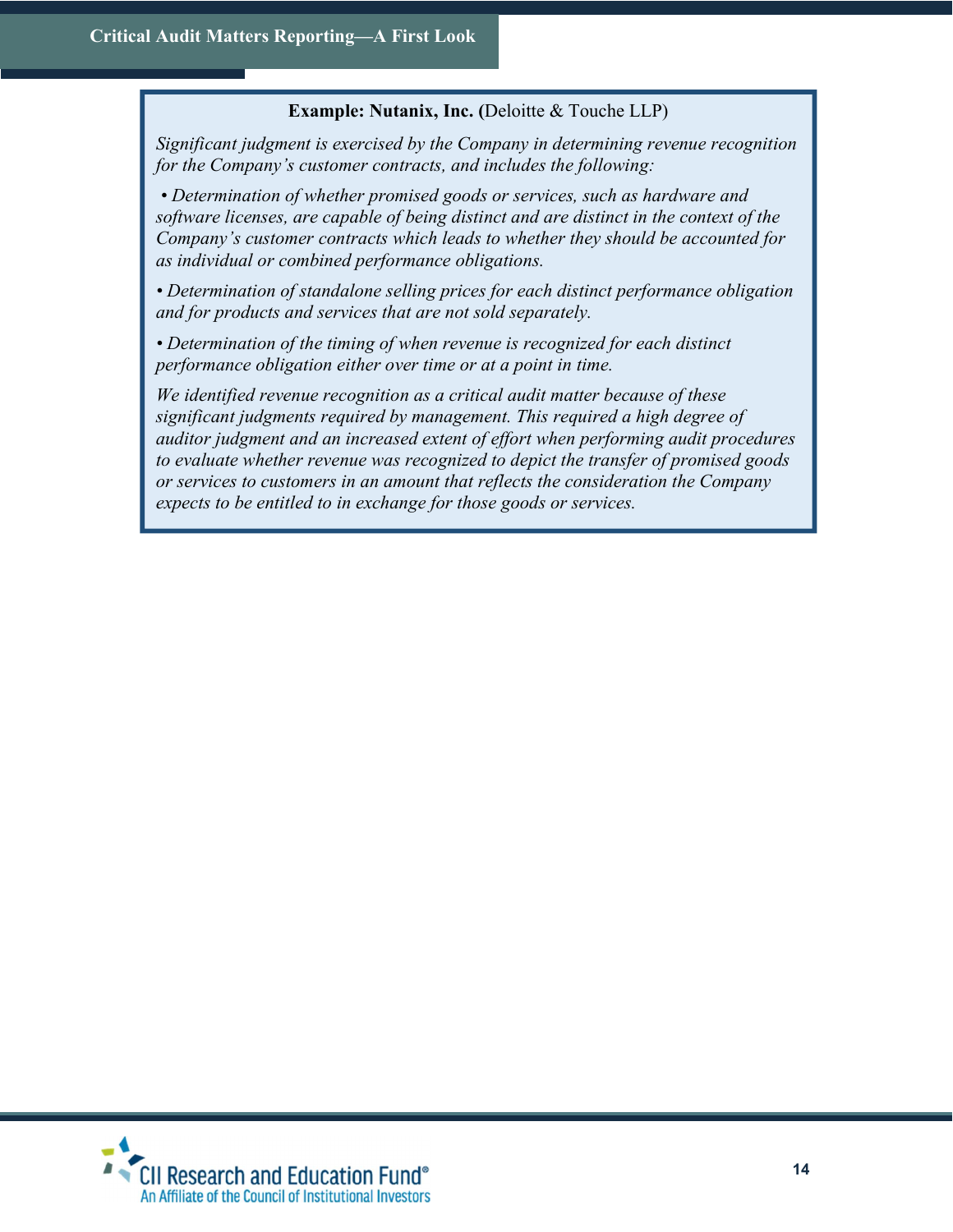**Example: Nutanix, Inc. (**Deloitte & Touche LLP)

*Significant judgment is exercised by the Company in determining revenue recognition for the Company's customer contracts, and includes the following:*

- *Determination of whether promised goods or services, such as hardware and software licenses, are capable of being distinct and are distinct in the context of the Company's customer contracts which leads to whether they should be accounted for as individual or combined performance obligations.*
- *Determination of standalone selling prices for each distinct performance obligation and for products and services that are not sold separately.*
- *Determination of the timing of when revenue is recognized for each distinct performance obligation either over time or at a point in time.*

*We identified revenue recognition as a critical audit matter because of these significant judgments required by management. This required a high degree of auditor judgment and an increased extent of effort when performing audit procedures to evaluate whether revenue was recognized to depict the transfer of promised goods or services to customers in an amount that reflects the consideration the Company expects to be entitled to in exchange for those goods or services.*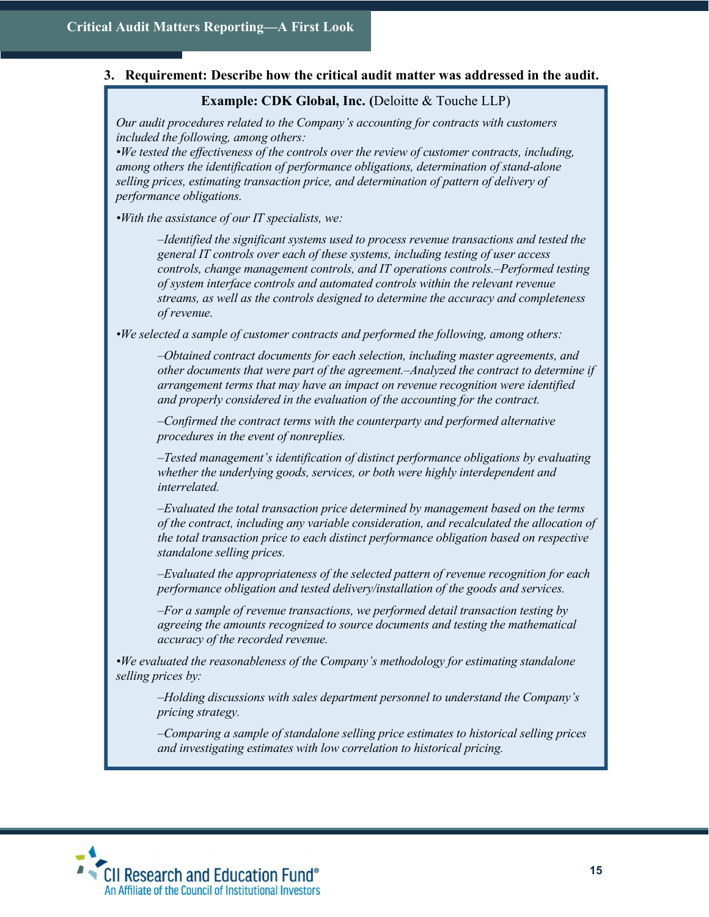### 3. Requirement: Describe how the critical audit matter was addressed in the audit.

**Example: CDK Global, Inc. (**Deloitte & Touche LLP)

*Our audit procedures related to the Company's accounting for contracts with customers included the following, among others:*

*•We tested the effectiveness of the controls over the review of customer contracts, including, among others the identification of performance obligations, determination of stand-alone selling prices, estimating transaction price, and determination of pattern of delivery of performance obligations.*

*•With the assistance of our IT specialists, we:*

> *–Identified the significant systems used to process revenue transactions and tested the general IT controls over each of these systems, including testing of user access controls, change management controls, and IT operations controls.–Performed testing of system interface controls and automated controls within the relevant revenue streams, as well as the controls designed to determine the accuracy and completeness of revenue.*

*•We selected a sample of customer contracts and performed the following, among others:*

> *–Obtained contract documents for each selection, including master agreements, and other documents that were part of the agreement.–Analyzed the contract to determine if arrangement terms that may have an impact on revenue recognition were identified and properly considered in the evaluation of the accounting for the contract.*
>
> *–Confirmed the contract terms with the counterparty and performed alternative procedures in the event of nonreplies.*
>
> *–Tested management's identification of distinct performance obligations by evaluating whether the underlying goods, services, or both were highly interdependent and interrelated.*
>
> *–Evaluated the total transaction price determined by management based on the terms of the contract, including any variable consideration, and recalculated the allocation of the total transaction price to each distinct performance obligation based on respective standalone selling prices.*
>
> *–Evaluated the appropriateness of the selected pattern of revenue recognition for each performance obligation and tested delivery/installation of the goods and services.*
>
> *–For a sample of revenue transactions, we performed detail transaction testing by agreeing the amounts recognized to source documents and testing the mathematical accuracy of the recorded revenue.*

*•We evaluated the reasonableness of the Company's methodology for estimating standalone selling prices by:*

> *–Holding discussions with sales department personnel to understand the Company's pricing strategy.*
>
> *–Comparing a sample of standalone selling price estimates to historical selling prices and investigating estimates with low correlation to historical pricing.*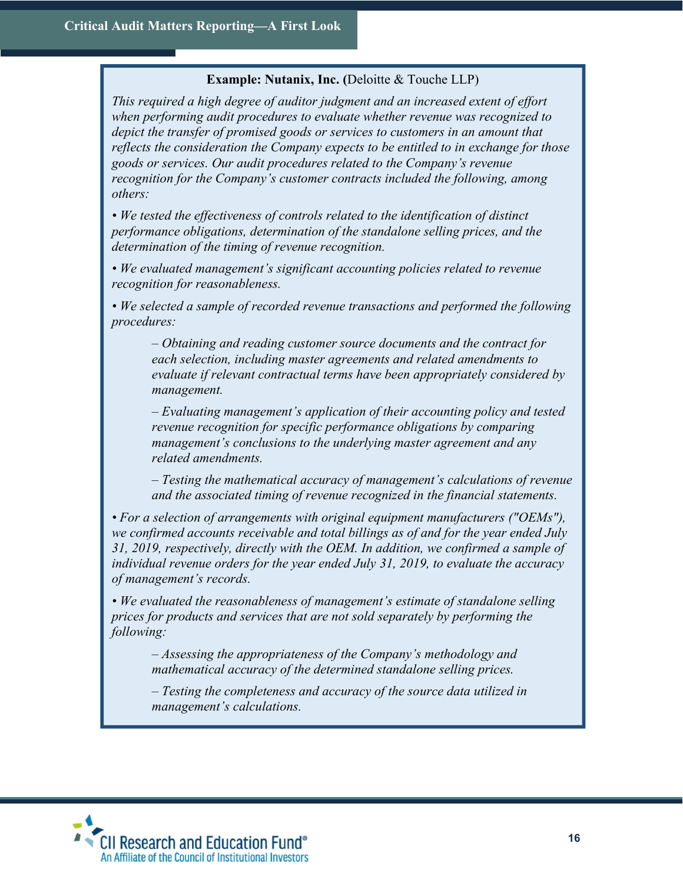**Example: Nutanix, Inc. (**Deloitte & Touche LLP)

*This required a high degree of auditor judgment and an increased extent of effort when performing audit procedures to evaluate whether revenue was recognized to depict the transfer of promised goods or services to customers in an amount that reflects the consideration the Company expects to be entitled to in exchange for those goods or services. Our audit procedures related to the Company's revenue recognition for the Company's customer contracts included the following, among others:*

*• We tested the effectiveness of controls related to the identification of distinct performance obligations, determination of the standalone selling prices, and the determination of the timing of revenue recognition.*

*• We evaluated management's significant accounting policies related to revenue recognition for reasonableness.*

*• We selected a sample of recorded revenue transactions and performed the following procedures:*

> *– Obtaining and reading customer source documents and the contract for each selection, including master agreements and related amendments to evaluate if relevant contractual terms have been appropriately considered by management.*
>
> *– Evaluating management's application of their accounting policy and tested revenue recognition for specific performance obligations by comparing management's conclusions to the underlying master agreement and any related amendments.*
>
> *– Testing the mathematical accuracy of management's calculations of revenue and the associated timing of revenue recognized in the financial statements.*

*• For a selection of arrangements with original equipment manufacturers ("OEMs"), we confirmed accounts receivable and total billings as of and for the year ended July 31, 2019, respectively, directly with the OEM. In addition, we confirmed a sample of individual revenue orders for the year ended July 31, 2019, to evaluate the accuracy of management's records.*

*• We evaluated the reasonableness of management's estimate of standalone selling prices for products and services that are not sold separately by performing the following:*

> *– Assessing the appropriateness of the Company's methodology and mathematical accuracy of the determined standalone selling prices.*
>
> *– Testing the completeness and accuracy of the source data utilized in management's calculations.*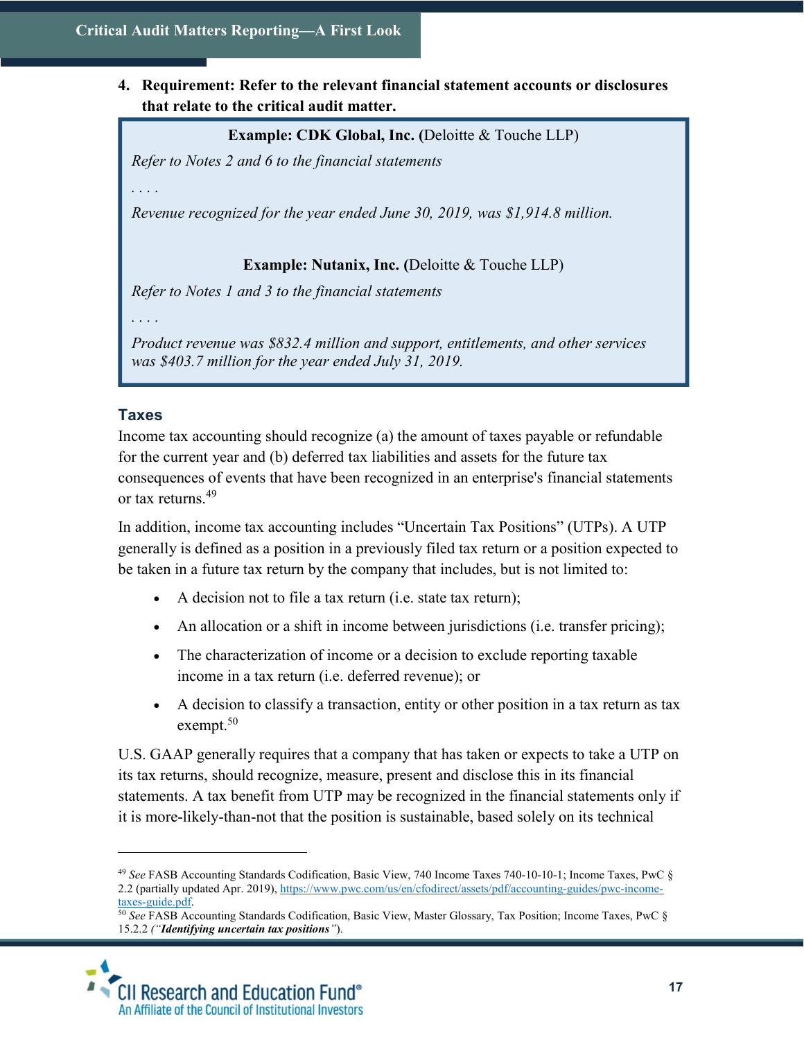4. **Requirement: Refer to the relevant financial statement accounts or disclosures that relate to the critical audit matter.**

> **Example: CDK Global, Inc.** (Deloitte & Touche LLP)
>
> *Refer to Notes 2 and 6 to the financial statements*
>
> . . . .
>
> *Revenue recognized for the year ended June 30, 2019, was $1,914.8 million.*
>
> **Example: Nutanix, Inc.** (Deloitte & Touche LLP)
>
> *Refer to Notes 1 and 3 to the financial statements*
>
> . . . .
>
> *Product revenue was $832.4 million and support, entitlements, and other services was $403.7 million for the year ended July 31, 2019.*

### Taxes

Income tax accounting should recognize (a) the amount of taxes payable or refundable for the current year and (b) deferred tax liabilities and assets for the future tax consequences of events that have been recognized in an enterprise's financial statements or tax returns.[49]

In addition, income tax accounting includes "Uncertain Tax Positions" (UTPs). A UTP generally is defined as a position in a previously filed tax return or a position expected to be taken in a future tax return by the company that includes, but is not limited to:

- A decision not to file a tax return (i.e. state tax return);
- An allocation or a shift in income between jurisdictions (i.e. transfer pricing);
- The characterization of income or a decision to exclude reporting taxable income in a tax return (i.e. deferred revenue); or
- A decision to classify a transaction, entity or other position in a tax return as tax exempt.[50]

U.S. GAAP generally requires that a company that has taken or expects to take a UTP on its tax returns, should recognize, measure, present and disclose this in its financial statements. A tax benefit from UTP may be recognized in the financial statements only if it is more-likely-than-not that the position is sustainable, based solely on its technical

---

[49] *See* FASB Accounting Standards Codification, Basic View, 740 Income Taxes 740-10-10-1; Income Taxes, PwC § 2.2 (partially updated Apr. 2019), https://www.pwc.com/us/en/cfodirect/assets/pdf/accounting-guides/pwc-income-taxes-guide.pdf.

[50] *See* FASB Accounting Standards Codification, Basic View, Master Glossary, Tax Position; Income Taxes, PwC § 15.2.2 (*"**Identifying uncertain tax positions**"*).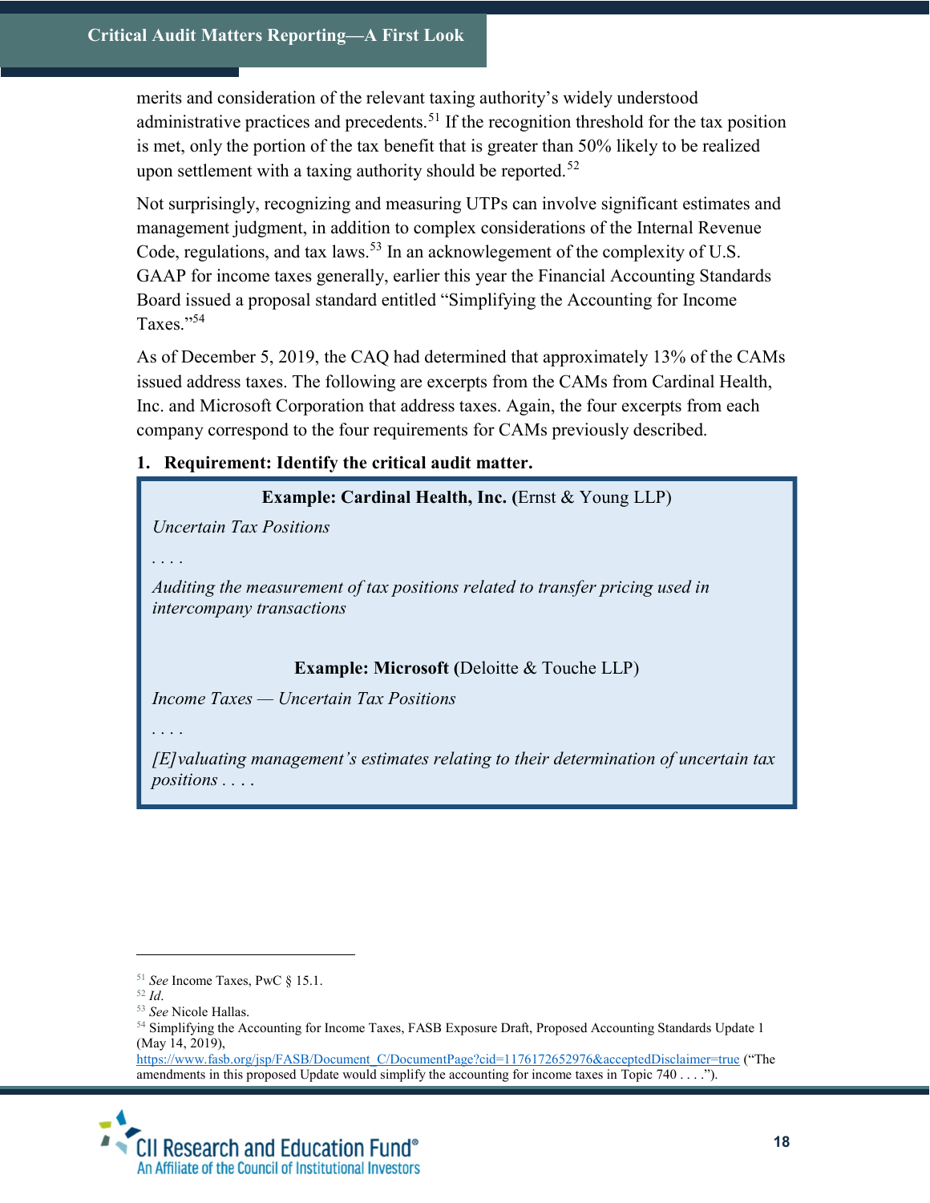merits and consideration of the relevant taxing authority's widely understood administrative practices and precedents.[51] If the recognition threshold for the tax position is met, only the portion of the tax benefit that is greater than 50% likely to be realized upon settlement with a taxing authority should be reported.[52]

Not surprisingly, recognizing and measuring UTPs can involve significant estimates and management judgment, in addition to complex considerations of the Internal Revenue Code, regulations, and tax laws.[53] In an acknowlegement of the complexity of U.S. GAAP for income taxes generally, earlier this year the Financial Accounting Standards Board issued a proposal standard entitled "Simplifying the Accounting for Income Taxes."[54]

As of December 5, 2019, the CAQ had determined that approximately 13% of the CAMs issued address taxes. The following are excerpts from the CAMs from Cardinal Health, Inc. and Microsoft Corporation that address taxes. Again, the four excerpts from each company correspond to the four requirements for CAMs previously described.

**1. Requirement: Identify the critical audit matter.**

> **Example: Cardinal Health, Inc.** (Ernst & Young LLP)
>
> *Uncertain Tax Positions*
>
> . . . .
>
> *Auditing the measurement of tax positions related to transfer pricing used in intercompany transactions*
>
> **Example: Microsoft** (Deloitte & Touche LLP)
>
> *Income Taxes — Uncertain Tax Positions*
>
> . . . .
>
> *[E]valuating management's estimates relating to their determination of uncertain tax positions . . . .*

---

[51] *See* Income Taxes, PwC § 15.1.

[52] *Id*.

[53] *See* Nicole Hallas.

[54] Simplifying the Accounting for Income Taxes, FASB Exposure Draft, Proposed Accounting Standards Update 1 (May 14, 2019), https://www.fasb.org/jsp/FASB/Document_C/DocumentPage?cid=1176172652976&acceptedDisclaimer=true ("The amendments in this proposed Update would simplify the accounting for income taxes in Topic 740 . . . .").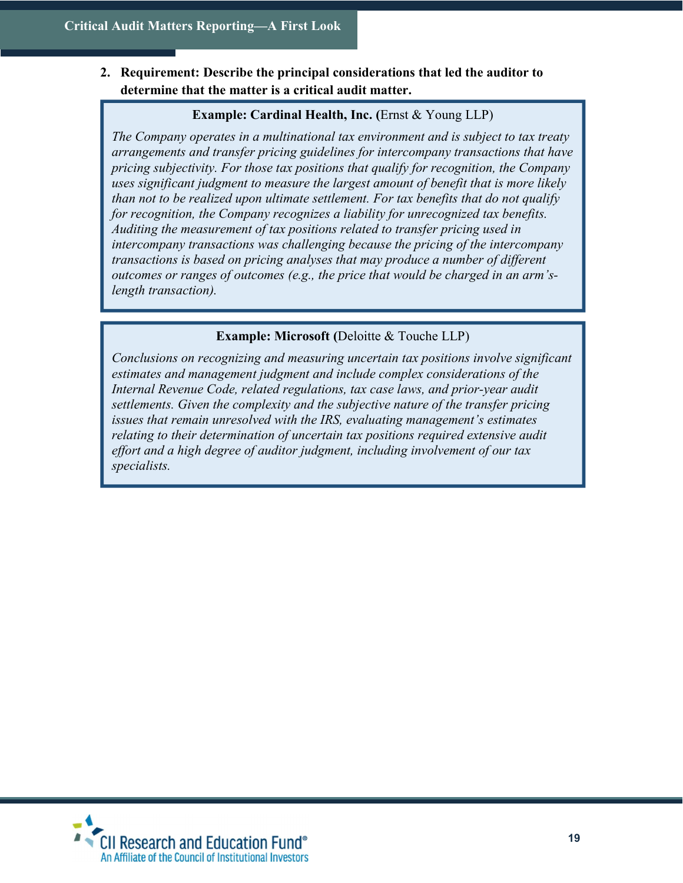2. **Requirement: Describe the principal considerations that led the auditor to determine that the matter is a critical audit matter.**

> **Example: Cardinal Health, Inc. (**Ernst & Young LLP)
>
> *The Company operates in a multinational tax environment and is subject to tax treaty arrangements and transfer pricing guidelines for intercompany transactions that have pricing subjectivity. For those tax positions that qualify for recognition, the Company uses significant judgment to measure the largest amount of benefit that is more likely than not to be realized upon ultimate settlement. For tax benefits that do not qualify for recognition, the Company recognizes a liability for unrecognized tax benefits. Auditing the measurement of tax positions related to transfer pricing used in intercompany transactions was challenging because the pricing of the intercompany transactions is based on pricing analyses that may produce a number of different outcomes or ranges of outcomes (e.g., the price that would be charged in an arm's-length transaction).*

> **Example: Microsoft (**Deloitte & Touche LLP)
>
> *Conclusions on recognizing and measuring uncertain tax positions involve significant estimates and management judgment and include complex considerations of the Internal Revenue Code, related regulations, tax case laws, and prior-year audit settlements. Given the complexity and the subjective nature of the transfer pricing issues that remain unresolved with the IRS, evaluating management's estimates relating to their determination of uncertain tax positions required extensive audit effort and a high degree of auditor judgment, including involvement of our tax specialists.*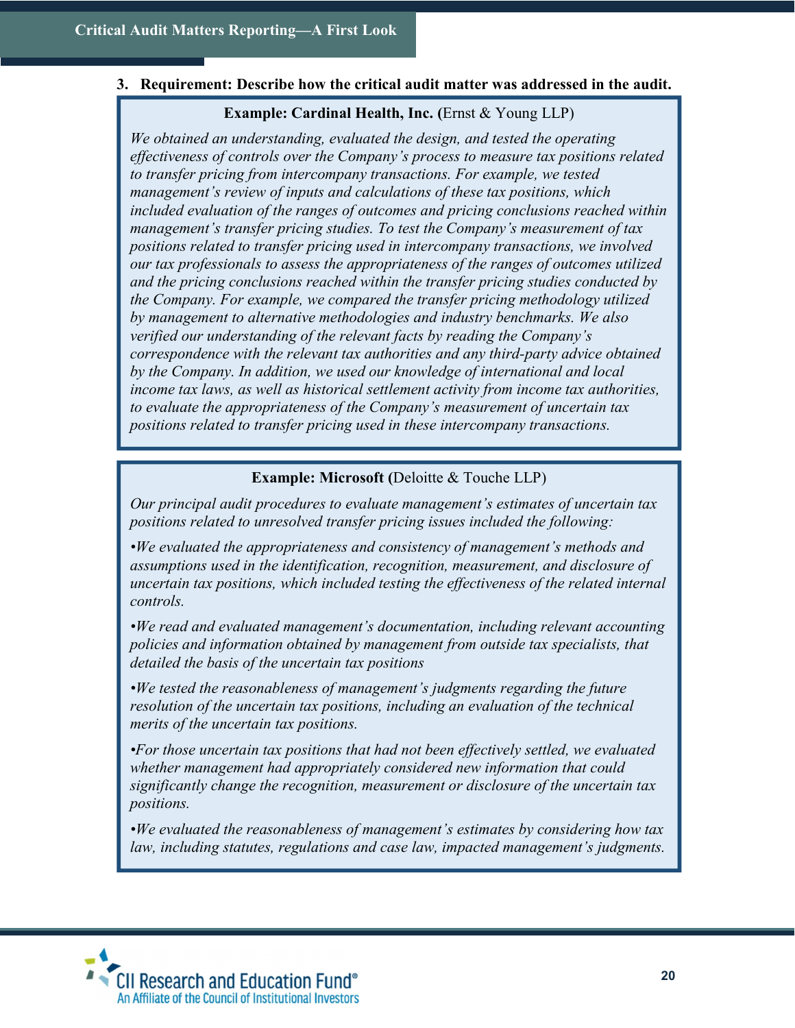3. **Requirement: Describe how the critical audit matter was addressed in the audit.**

**Example: Cardinal Health, Inc. (**Ernst & Young LLP)

*We obtained an understanding, evaluated the design, and tested the operating effectiveness of controls over the Company's process to measure tax positions related to transfer pricing from intercompany transactions. For example, we tested management's review of inputs and calculations of these tax positions, which included evaluation of the ranges of outcomes and pricing conclusions reached within management's transfer pricing studies. To test the Company's measurement of tax positions related to transfer pricing used in intercompany transactions, we involved our tax professionals to assess the appropriateness of the ranges of outcomes utilized and the pricing conclusions reached within the transfer pricing studies conducted by the Company. For example, we compared the transfer pricing methodology utilized by management to alternative methodologies and industry benchmarks. We also verified our understanding of the relevant facts by reading the Company's correspondence with the relevant tax authorities and any third-party advice obtained by the Company. In addition, we used our knowledge of international and local income tax laws, as well as historical settlement activity from income tax authorities, to evaluate the appropriateness of the Company's measurement of uncertain tax positions related to transfer pricing used in these intercompany transactions.*

**Example: Microsoft (**Deloitte & Touche LLP)

*Our principal audit procedures to evaluate management's estimates of uncertain tax positions related to unresolved transfer pricing issues included the following:*

*•We evaluated the appropriateness and consistency of management's methods and assumptions used in the identification, recognition, measurement, and disclosure of uncertain tax positions, which included testing the effectiveness of the related internal controls.*

*•We read and evaluated management's documentation, including relevant accounting policies and information obtained by management from outside tax specialists, that detailed the basis of the uncertain tax positions*

*•We tested the reasonableness of management's judgments regarding the future resolution of the uncertain tax positions, including an evaluation of the technical merits of the uncertain tax positions.*

*•For those uncertain tax positions that had not been effectively settled, we evaluated whether management had appropriately considered new information that could significantly change the recognition, measurement or disclosure of the uncertain tax positions.*

*•We evaluated the reasonableness of management's estimates by considering how tax law, including statutes, regulations and case law, impacted management's judgments.*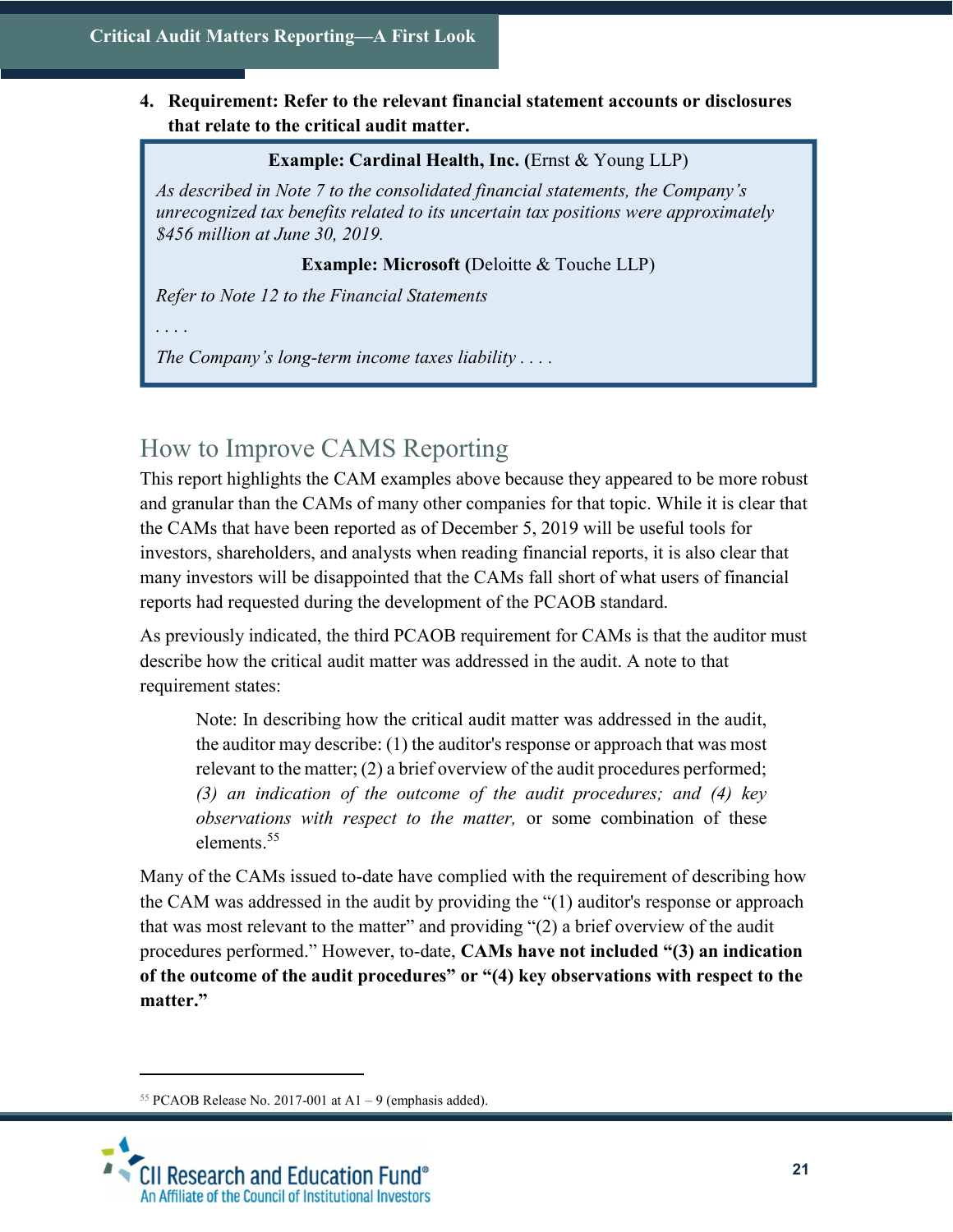4. **Requirement: Refer to the relevant financial statement accounts or disclosures that relate to the critical audit matter.**

> **Example: Cardinal Health, Inc. (**Ernst & Young LLP)
>
> *As described in Note 7 to the consolidated financial statements, the Company's unrecognized tax benefits related to its uncertain tax positions were approximately $456 million at June 30, 2019.*
>
> **Example: Microsoft (**Deloitte & Touche LLP)
>
> *Refer to Note 12 to the Financial Statements*
>
> *. . . .*
>
> *The Company's long-term income taxes liability . . . .*

## How to Improve CAMS Reporting

This report highlights the CAM examples above because they appeared to be more robust and granular than the CAMs of many other companies for that topic. While it is clear that the CAMs that have been reported as of December 5, 2019 will be useful tools for investors, shareholders, and analysts when reading financial reports, it is also clear that many investors will be disappointed that the CAMs fall short of what users of financial reports had requested during the development of the PCAOB standard.

As previously indicated, the third PCAOB requirement for CAMs is that the auditor must describe how the critical audit matter was addressed in the audit. A note to that requirement states:

> Note: In describing how the critical audit matter was addressed in the audit, the auditor may describe: (1) the auditor's response or approach that was most relevant to the matter; (2) a brief overview of the audit procedures performed; *(3) an indication of the outcome of the audit procedures; and (4) key observations with respect to the matter,* or some combination of these elements.[55]

Many of the CAMs issued to-date have complied with the requirement of describing how the CAM was addressed in the audit by providing the "(1) auditor's response or approach that was most relevant to the matter" and providing "(2) a brief overview of the audit procedures performed." However, to-date, **CAMs have not included "(3) an indication of the outcome of the audit procedures" or "(4) key observations with respect to the matter."**

---

[55] PCAOB Release No. 2017-001 at A1 – 9 (emphasis added).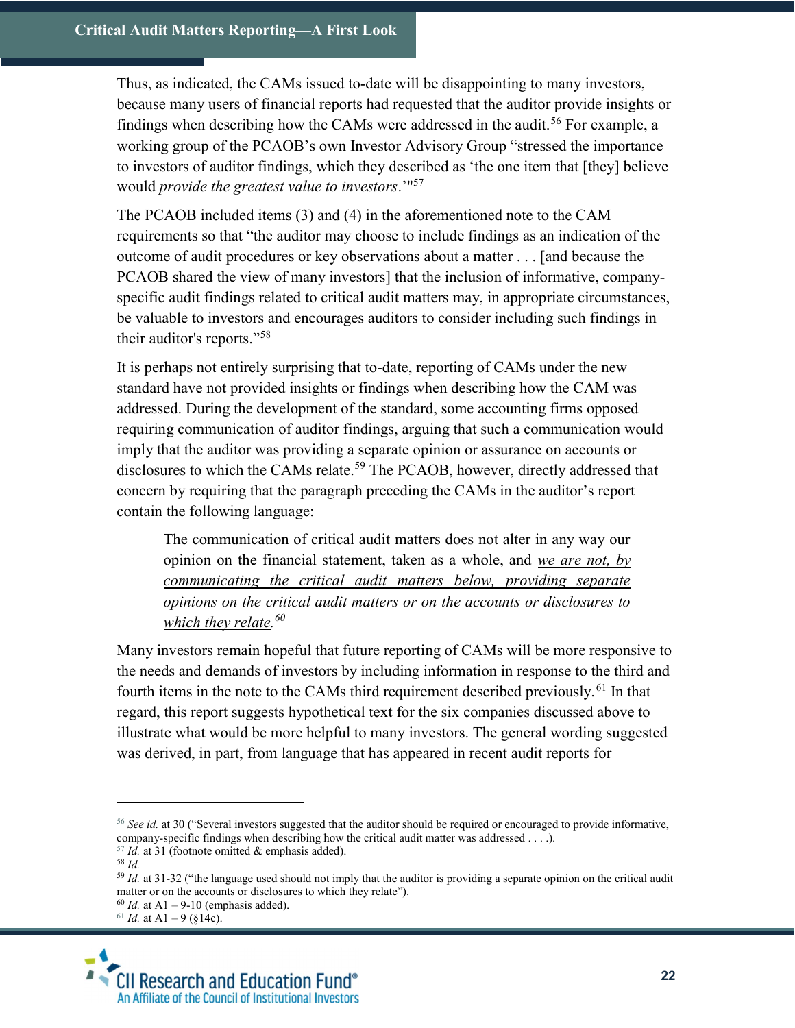Thus, as indicated, the CAMs issued to-date will be disappointing to many investors, because many users of financial reports had requested that the auditor provide insights or findings when describing how the CAMs were addressed in the audit.[56] For example, a working group of the PCAOB's own Investor Advisory Group "stressed the importance to investors of auditor findings, which they described as 'the one item that [they] believe would *provide the greatest value to investors*.'"[57]

The PCAOB included items (3) and (4) in the aforementioned note to the CAM requirements so that "the auditor may choose to include findings as an indication of the outcome of audit procedures or key observations about a matter . . . [and because the PCAOB shared the view of many investors] that the inclusion of informative, company-specific audit findings related to critical audit matters may, in appropriate circumstances, be valuable to investors and encourages auditors to consider including such findings in their auditor's reports."[58]

It is perhaps not entirely surprising that to-date, reporting of CAMs under the new standard have not provided insights or findings when describing how the CAM was addressed. During the development of the standard, some accounting firms opposed requiring communication of auditor findings, arguing that such a communication would imply that the auditor was providing a separate opinion or assurance on accounts or disclosures to which the CAMs relate.[59] The PCAOB, however, directly addressed that concern by requiring that the paragraph preceding the CAMs in the auditor's report contain the following language:

> The communication of critical audit matters does not alter in any way our opinion on the financial statement, taken as a whole, and *we are not, by communicating the critical audit matters below, providing separate opinions on the critical audit matters or on the accounts or disclosures to which they relate.*[60]

Many investors remain hopeful that future reporting of CAMs will be more responsive to the needs and demands of investors by including information in response to the third and fourth items in the note to the CAMs third requirement described previously.[61] In that regard, this report suggests hypothetical text for the six companies discussed above to illustrate what would be more helpful to many investors. The general wording suggested was derived, in part, from language that has appeared in recent audit reports for

---

[56] *See id.* at 30 ("Several investors suggested that the auditor should be required or encouraged to provide informative, company-specific findings when describing how the critical audit matter was addressed . . . .).

[57] *Id.* at 31 (footnote omitted & emphasis added).

[58] *Id.*

[59] *Id.* at 31-32 ("the language used should not imply that the auditor is providing a separate opinion on the critical audit matter or on the accounts or disclosures to which they relate").

[60] *Id.* at A1 – 9-10 (emphasis added).

[61] *Id.* at A1 – 9 (§14c).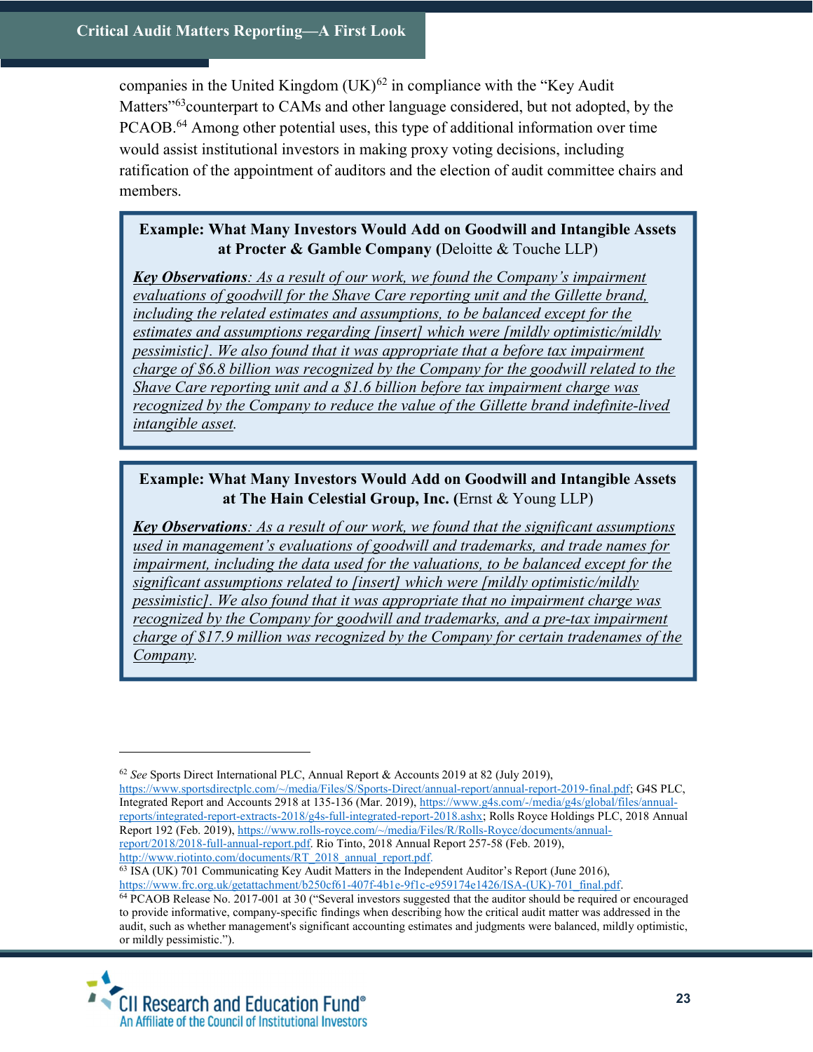companies in the United Kingdom (UK)[62] in compliance with the "Key Audit Matters"[63]counterpart to CAMs and other language considered, but not adopted, by the PCAOB.[64] Among other potential uses, this type of additional information over time would assist institutional investors in making proxy voting decisions, including ratification of the appointment of auditors and the election of audit committee chairs and members.

> **Example: What Many Investors Would Add on Goodwill and Intangible Assets at Procter & Gamble Company (**Deloitte & Touche LLP)
>
> ***Key Observations***: *As a result of our work, we found the Company's impairment evaluations of goodwill for the Shave Care reporting unit and the Gillette brand, including the related estimates and assumptions, to be balanced except for the estimates and assumptions regarding [insert] which were [mildly optimistic/mildly pessimistic]. We also found that it was appropriate that a before tax impairment charge of $6.8 billion was recognized by the Company for the goodwill related to the Shave Care reporting unit and a $1.6 billion before tax impairment charge was recognized by the Company to reduce the value of the Gillette brand indefinite-lived intangible asset.*

> **Example: What Many Investors Would Add on Goodwill and Intangible Assets at The Hain Celestial Group, Inc. (**Ernst & Young LLP)
>
> ***Key Observations***: *As a result of our work, we found that the significant assumptions used in management's evaluations of goodwill and trademarks, and trade names for impairment, including the data used for the valuations, to be balanced except for the significant assumptions related to [insert] which were [mildly optimistic/mildly pessimistic]. We also found that it was appropriate that no impairment charge was recognized by the Company for goodwill and trademarks, and a pre-tax impairment charge of $17.9 million was recognized by the Company for certain tradenames of the Company.*

---

[62] *See* Sports Direct International PLC, Annual Report & Accounts 2019 at 82 (July 2019), https://www.sportsdirectplc.com/~/media/Files/S/Sports-Direct/annual-report/annual-report-2019-final.pdf; G4S PLC, Integrated Report and Accounts 2918 at 135-136 (Mar. 2019), https://www.g4s.com/-/media/g4s/global/files/annual-reports/integrated-report-extracts-2018/g4s-full-integrated-report-2018.ashx; Rolls Royce Holdings PLC, 2018 Annual Report 192 (Feb. 2019), https://www.rolls-royce.com/~/media/Files/R/Rolls-Royce/documents/annual-report/2018/2018-full-annual-report.pdf. Rio Tinto, 2018 Annual Report 257-58 (Feb. 2019), http://www.riotinto.com/documents/RT_2018_annual_report.pdf.

[63] ISA (UK) 701 Communicating Key Audit Matters in the Independent Auditor's Report (June 2016), https://www.frc.org.uk/getattachment/b250cf61-407f-4b1e-9f1c-e959174e1426/ISA-(UK)-701_final.pdf.

[64] PCAOB Release No. 2017-001 at 30 ("Several investors suggested that the auditor should be required or encouraged to provide informative, company-specific findings when describing how the critical audit matter was addressed in the audit, such as whether management's significant accounting estimates and judgments were balanced, mildly optimistic, or mildly pessimistic.").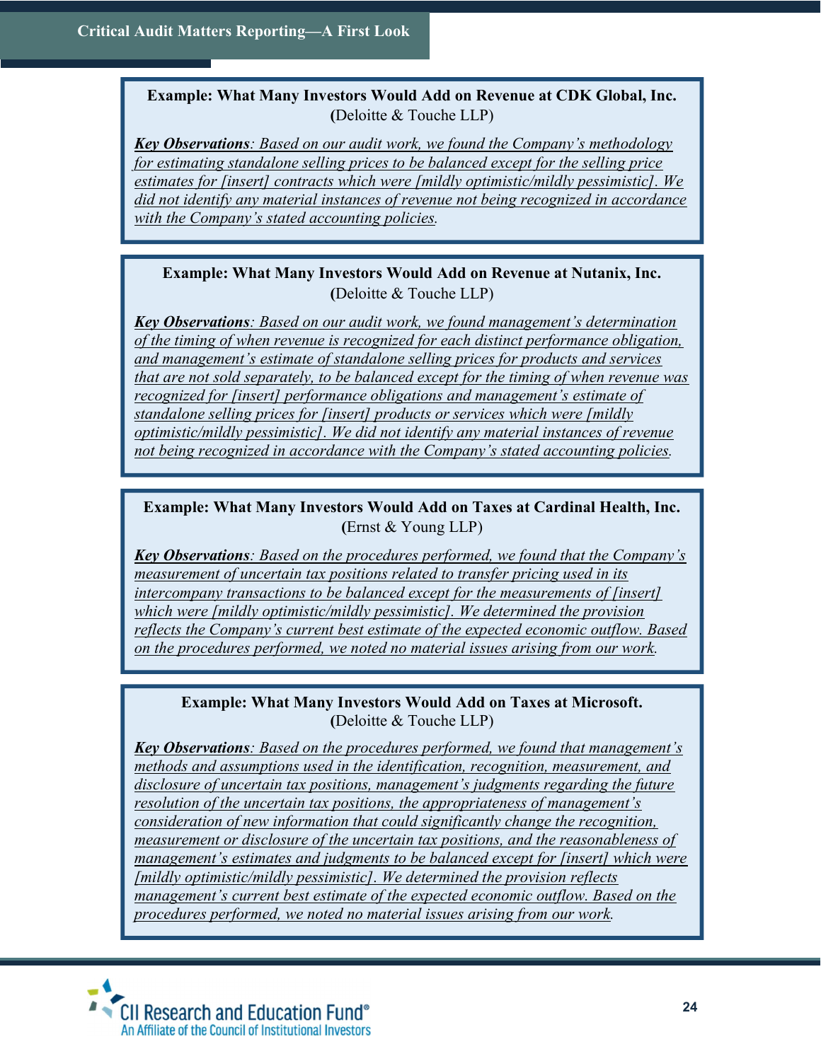**Example: What Many Investors Would Add on Revenue at CDK Global, Inc.**
**(**Deloitte & Touche LLP)

***Key Observations***: *Based on our audit work, we found the Company's methodology for estimating standalone selling prices to be balanced except for the selling price estimates for [insert] contracts which were [mildly optimistic/mildly pessimistic]. We did not identify any material instances of revenue not being recognized in accordance with the Company's stated accounting policies.*

**Example: What Many Investors Would Add on Revenue at Nutanix, Inc.**
**(**Deloitte & Touche LLP)

***Key Observations***: *Based on our audit work, we found management's determination of the timing of when revenue is recognized for each distinct performance obligation, and management's estimate of standalone selling prices for products and services that are not sold separately, to be balanced except for the timing of when revenue was recognized for [insert] performance obligations and management's estimate of standalone selling prices for [insert] products or services which were [mildly optimistic/mildly pessimistic]. We did not identify any material instances of revenue not being recognized in accordance with the Company's stated accounting policies.*

**Example: What Many Investors Would Add on Taxes at Cardinal Health, Inc.**
**(**Ernst & Young LLP)

***Key Observations***: *Based on the procedures performed, we found that the Company's measurement of uncertain tax positions related to transfer pricing used in its intercompany transactions to be balanced except for the measurements of [insert] which were [mildly optimistic/mildly pessimistic]. We determined the provision reflects the Company's current best estimate of the expected economic outflow. Based on the procedures performed, we noted no material issues arising from our work.*

**Example: What Many Investors Would Add on Taxes at Microsoft.**
**(**Deloitte & Touche LLP)

***Key Observations***: *Based on the procedures performed, we found that management's methods and assumptions used in the identification, recognition, measurement, and disclosure of uncertain tax positions, management's judgments regarding the future resolution of the uncertain tax positions, the appropriateness of management's consideration of new information that could significantly change the recognition, measurement or disclosure of the uncertain tax positions, and the reasonableness of management's estimates and judgments to be balanced except for [insert] which were [mildly optimistic/mildly pessimistic]. We determined the provision reflects management's current best estimate of the expected economic outflow. Based on the procedures performed, we noted no material issues arising from our work.*